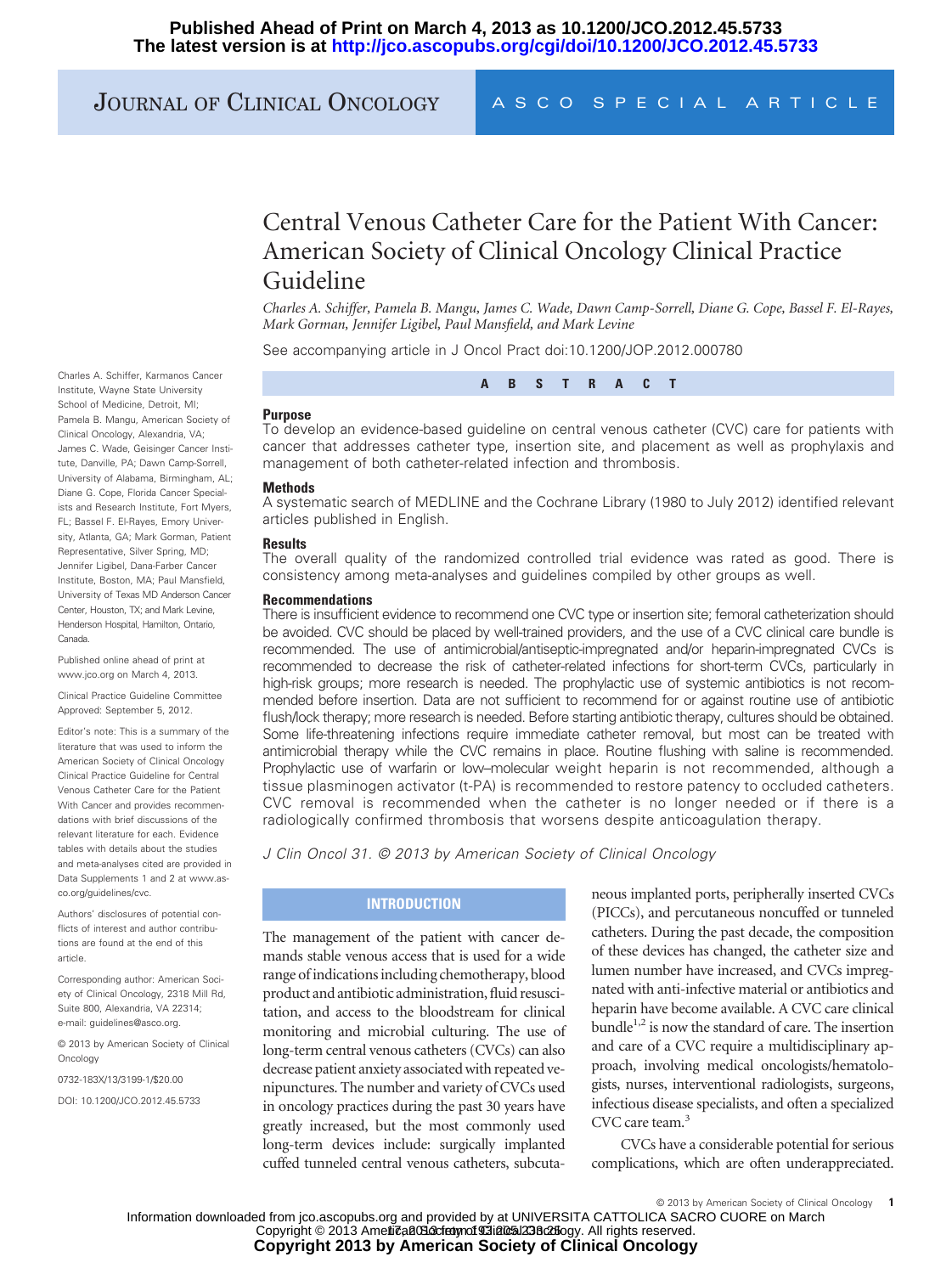Published Ahead of Print on March 4, 2013 as 10.1200/JCO.2012.45.5733
The latest version is at http://jco.ascopubs.org/cgi/doi/10.1200/JCO.2012.45.5733

JOURNAL OF CLINICAL ONCOLOGY — ASCO SPECIAL ARTICLE

# Central Venous Catheter Care for the Patient With Cancer: American Society of Clinical Oncology Clinical Practice Guideline

*Charles A. Schiffer, Pamela B. Mangu, James C. Wade, Dawn Camp-Sorrell, Diane G. Cope, Bassel F. El-Rayes, Mark Gorman, Jennifer Ligibel, Paul Mansfield, and Mark Levine*

See accompanying article in J Oncol Pract doi:10.1200/JOP.2012.000780

Charles A. Schiffer, Karmanos Cancer Institute, Wayne State University School of Medicine, Detroit, MI; Pamela B. Mangu, American Society of Clinical Oncology, Alexandria, VA; James C. Wade, Geisinger Cancer Institute, Danville, PA; Dawn Camp-Sorrell, University of Alabama, Birmingham, AL; Diane G. Cope, Florida Cancer Specialists and Research Institute, Fort Myers, FL; Bassel F. El-Rayes, Emory University, Atlanta, GA; Mark Gorman, Patient Representative, Silver Spring, MD; Jennifer Ligibel, Dana-Farber Cancer Institute, Boston, MA; Paul Mansfield, University of Texas MD Anderson Cancer Center, Houston, TX; and Mark Levine, Henderson Hospital, Hamilton, Ontario, Canada.

Published online ahead of print at www.jco.org on March 4, 2013.

Clinical Practice Guideline Committee Approved: September 5, 2012.

Editor's note: This is a summary of the literature that was used to inform the American Society of Clinical Oncology Clinical Practice Guideline for Central Venous Catheter Care for the Patient With Cancer and provides recommendations with brief discussions of the relevant literature for each. Evidence tables with details about the studies and meta-analyses cited are provided in Data Supplements 1 and 2 at www.asco.org/guidelines/cvc.

Authors' disclosures of potential conflicts of interest and author contributions are found at the end of this article.

Corresponding author: American Society of Clinical Oncology, 2318 Mill Rd, Suite 800, Alexandria, VA 22314; e-mail: guidelines@asco.org.

© 2013 by American Society of Clinical Oncology

0732-183X/13/3199-1/$20.00

DOI: 10.1200/JCO.2012.45.5733

## ABSTRACT

### Purpose

To develop an evidence-based guideline on central venous catheter (CVC) care for patients with cancer that addresses catheter type, insertion site, and placement as well as prophylaxis and management of both catheter-related infection and thrombosis.

### Methods

A systematic search of MEDLINE and the Cochrane Library (1980 to July 2012) identified relevant articles published in English.

### Results

The overall quality of the randomized controlled trial evidence was rated as good. There is consistency among meta-analyses and guidelines compiled by other groups as well.

### Recommendations

There is insufficient evidence to recommend one CVC type or insertion site; femoral catheterization should be avoided. CVC should be placed by well-trained providers, and the use of a CVC clinical care bundle is recommended. The use of antimicrobial/antiseptic-impregnated and/or heparin-impregnated CVCs is recommended to decrease the risk of catheter-related infections for short-term CVCs, particularly in high-risk groups; more research is needed. The prophylactic use of systemic antibiotics is not recommended before insertion. Data are not sufficient to recommend for or against routine use of antibiotic flush/lock therapy; more research is needed. Before starting antibiotic therapy, cultures should be obtained. Some life-threatening infections require immediate catheter removal, but most can be treated with antimicrobial therapy while the CVC remains in place. Routine flushing with saline is recommended. Prophylactic use of warfarin or low–molecular weight heparin is not recommended, although a tissue plasminogen activator (t-PA) is recommended to restore patency to occluded catheters. CVC removal is recommended when the catheter is no longer needed or if there is a radiologically confirmed thrombosis that worsens despite anticoagulation therapy.

*J Clin Oncol 31. © 2013 by American Society of Clinical Oncology*

## INTRODUCTION

The management of the patient with cancer demands stable venous access that is used for a wide range of indications including chemotherapy, blood product and antibiotic administration, fluid resuscitation, and access to the bloodstream for clinical monitoring and microbial culturing. The use of long-term central venous catheters (CVCs) can also decrease patient anxiety associated with repeated venipunctures. The number and variety of CVCs used in oncology practices during the past 30 years have greatly increased, but the most commonly used long-term devices include: surgically implanted cuffed tunneled central venous catheters, subcutaneous implanted ports, peripherally inserted CVCs (PICCs), and percutaneous noncuffed or tunneled catheters. During the past decade, the composition of these devices has changed, the catheter size and lumen number have increased, and CVCs impregnated with anti-infective material or antibiotics and heparin have become available. A CVC care clinical bundle[1,2] is now the standard of care. The insertion and care of a CVC require a multidisciplinary approach, involving medical oncologists/hematologists, nurses, interventional radiologists, surgeons, infectious disease specialists, and often a specialized CVC care team.[3]

CVCs have a considerable potential for serious complications, which are often underappreciated.

Information downloaded from jco.ascopubs.org and provided by at UNIVERSITA CATTOLICA SACRO CUORE on March
Copyright © 2013 American Society of Clinical Oncology. All rights reserved.
Copyright 2013 by American Society of Clinical Oncology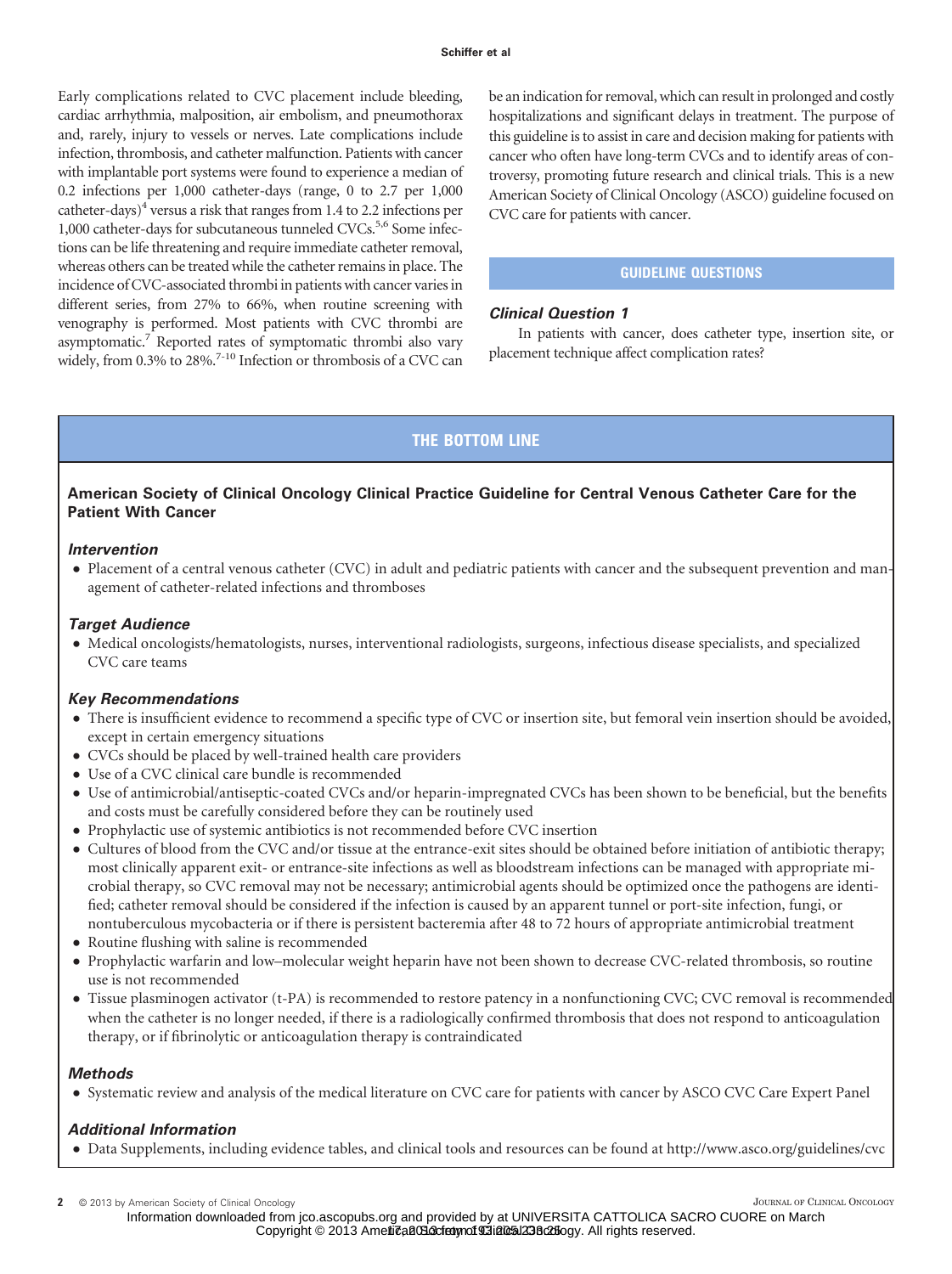Early complications related to CVC placement include bleeding, cardiac arrhythmia, malposition, air embolism, and pneumothorax and, rarely, injury to vessels or nerves. Late complications include infection, thrombosis, and catheter malfunction. Patients with cancer with implantable port systems were found to experience a median of 0.2 infections per 1,000 catheter-days (range, 0 to 2.7 per 1,000 catheter-days)[4] versus a risk that ranges from 1.4 to 2.2 infections per 1,000 catheter-days for subcutaneous tunneled CVCs.[5,6] Some infections can be life threatening and require immediate catheter removal, whereas others can be treated while the catheter remains in place. The incidence of CVC-associated thrombi in patients with cancer varies in different series, from 27% to 66%, when routine screening with venography is performed. Most patients with CVC thrombi are asymptomatic.[7] Reported rates of symptomatic thrombi also vary widely, from 0.3% to 28%.[7-10] Infection or thrombosis of a CVC can be an indication for removal, which can result in prolonged and costly hospitalizations and significant delays in treatment. The purpose of this guideline is to assist in care and decision making for patients with cancer who often have long-term CVCs and to identify areas of controversy, promoting future research and clinical trials. This is a new American Society of Clinical Oncology (ASCO) guideline focused on CVC care for patients with cancer.

## GUIDELINE QUESTIONS

### Clinical Question 1

In patients with cancer, does catheter type, insertion site, or placement technique affect complication rates?

## THE BOTTOM LINE

**American Society of Clinical Oncology Clinical Practice Guideline for Central Venous Catheter Care for the Patient With Cancer**

### Intervention

- Placement of a central venous catheter (CVC) in adult and pediatric patients with cancer and the subsequent prevention and management of catheter-related infections and thromboses

### Target Audience

- Medical oncologists/hematologists, nurses, interventional radiologists, surgeons, infectious disease specialists, and specialized CVC care teams

### Key Recommendations

- There is insufficient evidence to recommend a specific type of CVC or insertion site, but femoral vein insertion should be avoided, except in certain emergency situations
- CVCs should be placed by well-trained health care providers
- Use of a CVC clinical care bundle is recommended
- Use of antimicrobial/antiseptic-coated CVCs and/or heparin-impregnated CVCs has been shown to be beneficial, but the benefits and costs must be carefully considered before they can be routinely used
- Prophylactic use of systemic antibiotics is not recommended before CVC insertion
- Cultures of blood from the CVC and/or tissue at the entrance-exit sites should be obtained before initiation of antibiotic therapy; most clinically apparent exit- or entrance-site infections as well as bloodstream infections can be managed with appropriate microbial therapy, so CVC removal may not be necessary; antimicrobial agents should be optimized once the pathogens are identified; catheter removal should be considered if the infection is caused by an apparent tunnel or port-site infection, fungi, or nontuberculous mycobacteria or if there is persistent bacteremia after 48 to 72 hours of appropriate antimicrobial treatment
- Routine flushing with saline is recommended
- Prophylactic warfarin and low–molecular weight heparin have not been shown to decrease CVC-related thrombosis, so routine use is not recommended
- Tissue plasminogen activator (t-PA) is recommended to restore patency in a nonfunctioning CVC; CVC removal is recommended when the catheter is no longer needed, if there is a radiologically confirmed thrombosis that does not respond to anticoagulation therapy, or if fibrinolytic or anticoagulation therapy is contraindicated

### Methods

- Systematic review and analysis of the medical literature on CVC care for patients with cancer by ASCO CVC Care Expert Panel

### Additional Information

- Data Supplements, including evidence tables, and clinical tools and resources can be found at http://www.asco.org/guidelines/cvc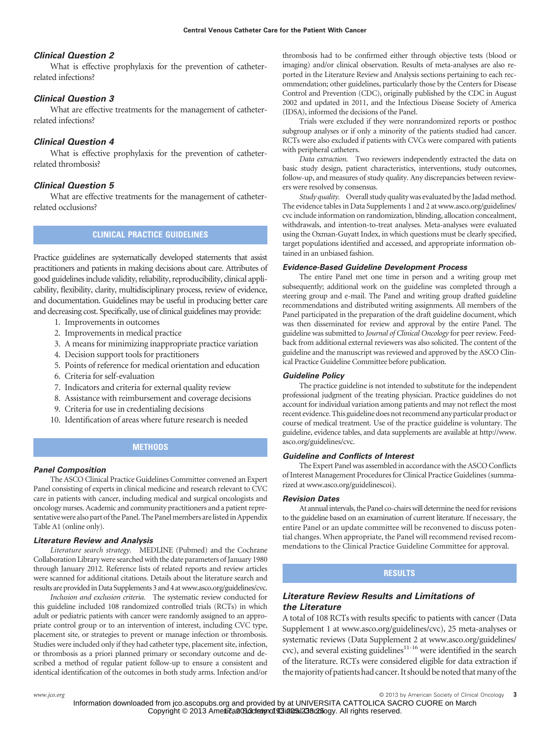### Clinical Question 2

What is effective prophylaxis for the prevention of catheter-related infections?

### Clinical Question 3

What are effective treatments for the management of catheter-related infections?

### Clinical Question 4

What is effective prophylaxis for the prevention of catheter-related thrombosis?

### Clinical Question 5

What are effective treatments for the management of catheter-related occlusions?

## CLINICAL PRACTICE GUIDELINES

Practice guidelines are systematically developed statements that assist practitioners and patients in making decisions about care. Attributes of good guidelines include validity, reliability, reproducibility, clinical applicability, flexibility, clarity, multidisciplinary process, review of evidence, and documentation. Guidelines may be useful in producing better care and decreasing cost. Specifically, use of clinical guidelines may provide:

1. Improvements in outcomes
2. Improvements in medical practice
3. A means for minimizing inappropriate practice variation
4. Decision support tools for practitioners
5. Points of reference for medical orientation and education
6. Criteria for self-evaluation
7. Indicators and criteria for external quality review
8. Assistance with reimbursement and coverage decisions
9. Criteria for use in credentialing decisions
10. Identification of areas where future research is needed

## METHODS

### Panel Composition

The ASCO Clinical Practice Guidelines Committee convened an Expert Panel consisting of experts in clinical medicine and research relevant to CVC care in patients with cancer, including medical and surgical oncologists and oncology nurses. Academic and community practitioners and a patient representative were also part of the Panel. The Panel members are listed in Appendix Table A1 (online only).

### Literature Review and Analysis

*Literature search strategy.* MEDLINE (Pubmed) and the Cochrane Collaboration Library were searched with the date parameters of January 1980 through January 2012. Reference lists of related reports and review articles were scanned for additional citations. Details about the literature search and results are provided in Data Supplements 3 and 4 at www.asco.org/guidelines/cvc.

*Inclusion and exclusion criteria.* The systematic review conducted for this guideline included 108 randomized controlled trials (RCTs) in which adult or pediatric patients with cancer were randomly assigned to an appropriate control group or to an intervention of interest, including CVC type, placement site, or strategies to prevent or manage infection or thrombosis. Studies were included only if they had catheter type, placement site, infection, or thrombosis as a priori planned primary or secondary outcome and described a method of regular patient follow-up to ensure a consistent and identical identification of the outcomes in both study arms. Infection and/or thrombosis had to be confirmed either through objective tests (blood or imaging) and/or clinical observation. Results of meta-analyses are also reported in the Literature Review and Analysis sections pertaining to each recommendation; other guidelines, particularly those by the Centers for Disease Control and Prevention (CDC), originally published by the CDC in August 2002 and updated in 2011, and the Infectious Disease Society of America (IDSA), informed the decisions of the Panel.

Trials were excluded if they were nonrandomized reports or posthoc subgroup analyses or if only a minority of the patients studied had cancer. RCTs were also excluded if patients with CVCs were compared with patients with peripheral catheters.

*Data extraction.* Two reviewers independently extracted the data on basic study design, patient characteristics, interventions, study outcomes, follow-up, and measures of study quality. Any discrepancies between reviewers were resolved by consensus.

*Study quality.* Overall study quality was evaluated by the Jadad method. The evidence tables in Data Supplements 1 and 2 at www.asco.org/guidelines/cvc include information on randomization, blinding, allocation concealment, withdrawals, and intention-to-treat analyses. Meta-analyses were evaluated using the Oxman-Guyatt Index, in which questions must be clearly specified, target populations identified and accessed, and appropriate information obtained in an unbiased fashion.

### Evidence-Based Guideline Development Process

The entire Panel met one time in person and a writing group met subsequently; additional work on the guideline was completed through a steering group and e-mail. The Panel and writing group drafted guideline recommendations and distributed writing assignments. All members of the Panel participated in the preparation of the draft guideline document, which was then disseminated for review and approval by the entire Panel. The guideline was submitted to *Journal of Clinical Oncology* for peer review. Feedback from additional external reviewers was also solicited. The content of the guideline and the manuscript was reviewed and approved by the ASCO Clinical Practice Guideline Committee before publication.

### Guideline Policy

The practice guideline is not intended to substitute for the independent professional judgment of the treating physician. Practice guidelines do not account for individual variation among patients and may not reflect the most recent evidence. This guideline does not recommend any particular product or course of medical treatment. Use of the practice guideline is voluntary. The guideline, evidence tables, and data supplements are available at http://www.asco.org/guidelines/cvc.

### Guideline and Conflicts of Interest

The Expert Panel was assembled in accordance with the ASCO Conflicts of Interest Management Procedures for Clinical Practice Guidelines (summarized at www.asco.org/guidelinescoi).

### Revision Dates

At annual intervals, the Panel co-chairs will determine the need for revisions to the guideline based on an examination of current literature. If necessary, the entire Panel or an update committee will be reconvened to discuss potential changes. When appropriate, the Panel will recommend revised recommendations to the Clinical Practice Guideline Committee for approval.

## RESULTS

### Literature Review Results and Limitations of the Literature

A total of 108 RCTs with results specific to patients with cancer (Data Supplement 1 at www.asco.org/guidelines/cvc), 25 meta-analyses or systematic reviews (Data Supplement 2 at www.asco.org/guidelines/cvc), and several existing guidelines[11-16] were identified in the search of the literature. RCTs were considered eligible for data extraction if the majority of patients had cancer. It should be noted that many of the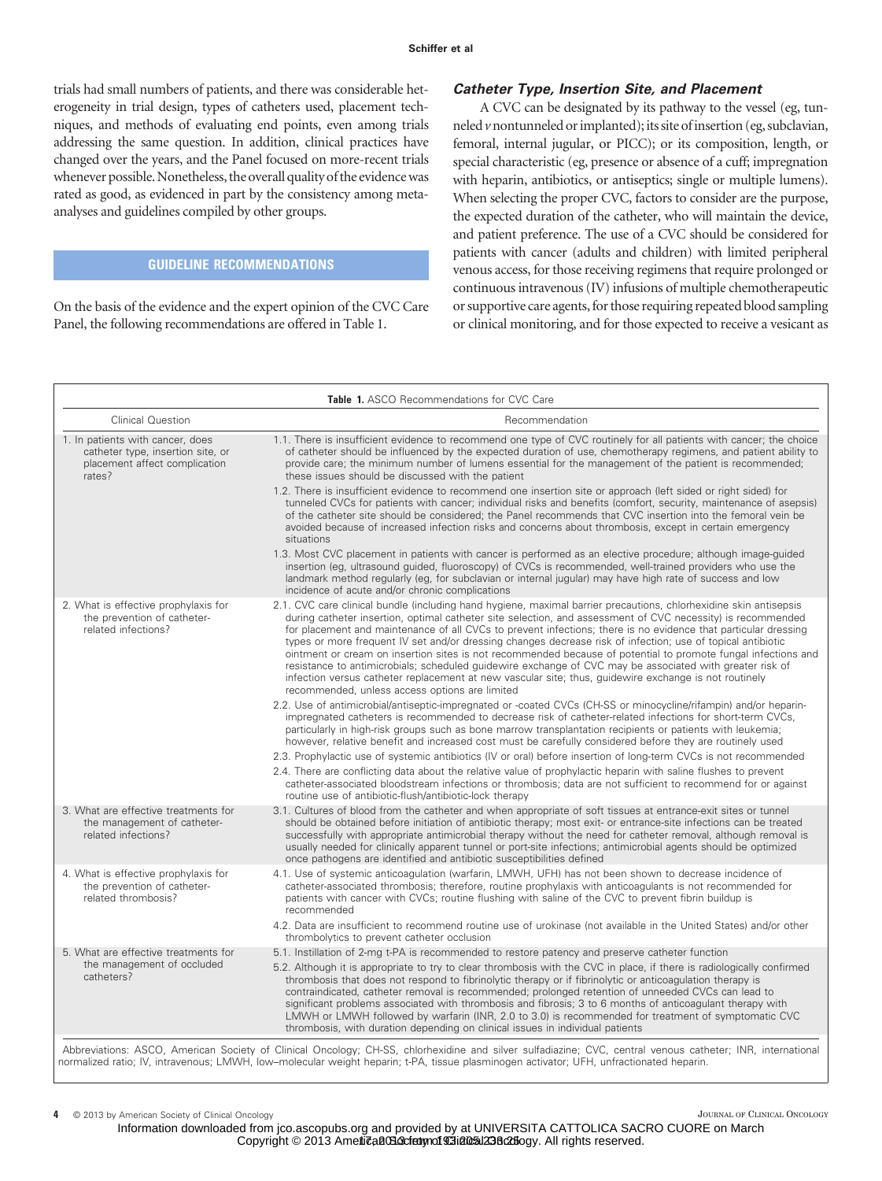trials had small numbers of patients, and there was considerable heterogeneity in trial design, types of catheters used, placement techniques, and methods of evaluating end points, even among trials addressing the same question. In addition, clinical practices have changed over the years, and the Panel focused on more-recent trials whenever possible. Nonetheless, the overall quality of the evidence was rated as good, as evidenced in part by the consistency among meta-analyses and guidelines compiled by other groups.

## GUIDELINE RECOMMENDATIONS

On the basis of the evidence and the expert opinion of the CVC Care Panel, the following recommendations are offered in Table 1.

### Catheter Type, Insertion Site, and Placement

A CVC can be designated by its pathway to the vessel (eg, tunneled *v* nontunneled or implanted); its site of insertion (eg, subclavian, femoral, internal jugular, or PICC); or its composition, length, or special characteristic (eg, presence or absence of a cuff; impregnation with heparin, antibiotics, or antiseptics; single or multiple lumens). When selecting the proper CVC, factors to consider are the purpose, the expected duration of the catheter, who will maintain the device, and patient preference. The use of a CVC should be considered for patients with cancer (adults and children) with limited peripheral venous access, for those receiving regimens that require prolonged or continuous intravenous (IV) infusions of multiple chemotherapeutic or supportive care agents, for those requiring repeated blood sampling or clinical monitoring, and for those expected to receive a vesicant as

**Table 1.** ASCO Recommendations for CVC Care

| Clinical Question | Recommendation |
|---|---|
| 1. In patients with cancer, does catheter type, insertion site, or placement affect complication rates? | 1.1. There is insufficient evidence to recommend one type of CVC routinely for all patients with cancer; the choice of catheter should be influenced by the expected duration of use, chemotherapy regimens, and patient ability to provide care; the minimum number of lumens essential for the management of the patient is recommended; these issues should be discussed with the patient |
| | 1.2. There is insufficient evidence to recommend one insertion site or approach (left sided or right sided) for tunneled CVCs for patients with cancer; individual risks and benefits (comfort, security, maintenance of asepsis) of the catheter site should be considered; the Panel recommends that CVC insertion into the femoral vein be avoided because of increased infection risks and concerns about thrombosis, except in certain emergency situations |
| | 1.3. Most CVC placement in patients with cancer is performed as an elective procedure; although image-guided insertion (eg, ultrasound guided, fluoroscopy) of CVCs is recommended, well-trained providers who use the landmark method regularly (eg, for subclavian or internal jugular) may have high rate of success and low incidence of acute and/or chronic complications |
| 2. What is effective prophylaxis for the prevention of catheter-related infections? | 2.1. CVC care clinical bundle (including hand hygiene, maximal barrier precautions, chlorhexidine skin antisepsis during catheter insertion, optimal catheter site selection, and assessment of CVC necessity) is recommended for placement and maintenance of all CVCs to prevent infections; there is no evidence that particular dressing types or more frequent IV set and/or dressing changes decrease risk of infection; use of topical antibiotic ointment or cream on insertion sites is not recommended because of potential to promote fungal infections and resistance to antimicrobials; scheduled guidewire exchange of CVC may be associated with greater risk of infection versus catheter replacement at new vascular site; thus, guidewire exchange is not routinely recommended, unless access options are limited |
| | 2.2. Use of antimicrobial/antiseptic-impregnated or -coated CVCs (CH-SS or minocycline/rifampin) and/or heparin-impregnated catheters is recommended to decrease risk of catheter-related infections for short-term CVCs, particularly in high-risk groups such as bone marrow transplantation recipients or patients with leukemia; however, relative benefit and increased cost must be carefully considered before they are routinely used |
| | 2.3. Prophylactic use of systemic antibiotics (IV or oral) before insertion of long-term CVCs is not recommended |
| | 2.4. There are conflicting data about the relative value of prophylactic heparin with saline flushes to prevent catheter-associated bloodstream infections or thrombosis; data are not sufficient to recommend for or against routine use of antibiotic-flush/antibiotic-lock therapy |
| 3. What are effective treatments for the management of catheter-related infections? | 3.1. Cultures of blood from the catheter and when appropriate of soft tissues at entrance-exit sites or tunnel should be obtained before initiation of antibiotic therapy; most exit- or entrance-site infections can be treated successfully with appropriate antimicrobial therapy without the need for catheter removal, although removal is usually needed for clinically apparent tunnel or port-site infections; antimicrobial agents should be optimized once pathogens are identified and antibiotic susceptibilities defined |
| 4. What is effective prophylaxis for the prevention of catheter-related thrombosis? | 4.1. Use of systemic anticoagulation (warfarin, LMWH, UFH) has not been shown to decrease incidence of catheter-associated thrombosis; therefore, routine prophylaxis with anticoagulants is not recommended for patients with cancer with CVCs; routine flushing with saline of the CVC to prevent fibrin buildup is recommended |
| | 4.2. Data are insufficient to recommend routine use of urokinase (not available in the United States) and/or other thrombolytics to prevent catheter occlusion |
| 5. What are effective treatments for the management of occluded catheters? | 5.1. Instillation of 2-mg t-PA is recommended to restore patency and preserve catheter function |
| | 5.2. Although it is appropriate to try to clear thrombosis with the CVC in place, if there is radiologically confirmed thrombosis that does not respond to fibrinolytic therapy or if fibrinolytic or anticoagulation therapy is contraindicated, catheter removal is recommended; prolonged retention of unneeded CVCs can lead to significant problems associated with thrombosis and fibrosis; 3 to 6 months of anticoagulant therapy with LMWH or LMWH followed by warfarin (INR, 2.0 to 3.0) is recommended for treatment of symptomatic CVC thrombosis, with duration depending on clinical issues in individual patients |

Abbreviations: ASCO, American Society of Clinical Oncology; CH-SS, chlorhexidine and silver sulfadiazine; CVC, central venous catheter; INR, international normalized ratio; IV, intravenous; LMWH, low–molecular weight heparin; t-PA, tissue plasminogen activator; UFH, unfractionated heparin.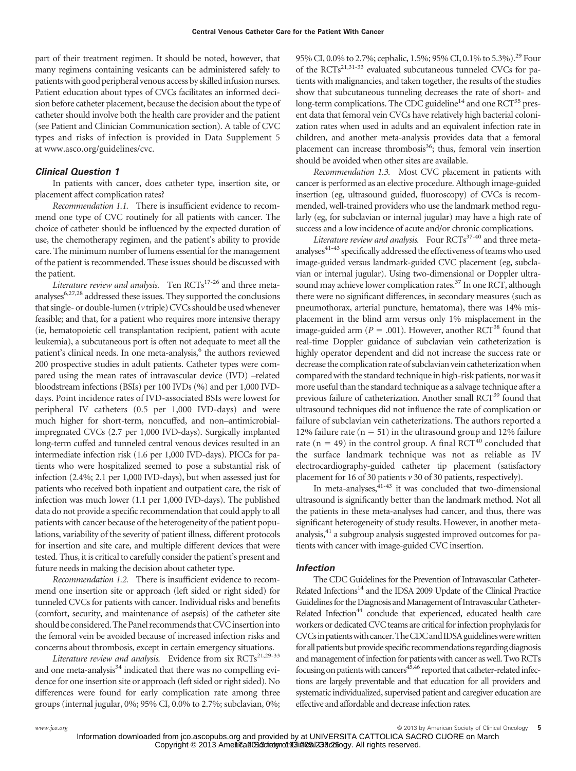part of their treatment regimen. It should be noted, however, that many regimens containing vesicants can be administered safely to patients with good peripheral venous access by skilled infusion nurses. Patient education about types of CVCs facilitates an informed decision before catheter placement, because the decision about the type of catheter should involve both the health care provider and the patient (see Patient and Clinician Communication section). A table of CVC types and risks of infection is provided in Data Supplement 5 at www.asco.org/guidelines/cvc.

### *Clinical Question 1*

In patients with cancer, does catheter type, insertion site, or placement affect complication rates?

*Recommendation 1.1.* There is insufficient evidence to recommend one type of CVC routinely for all patients with cancer. The choice of catheter should be influenced by the expected duration of use, the chemotherapy regimen, and the patient's ability to provide care. The minimum number of lumens essential for the management of the patient is recommended. These issues should be discussed with the patient.

*Literature review and analysis.* Ten RCTs[17-26] and three meta-analyses[6,27,28] addressed these issues. They supported the conclusions that single- or double-lumen (*v* triple) CVCs should be used whenever feasible; and that, for a patient who requires more intensive therapy (ie, hematopoietic cell transplantation recipient, patient with acute leukemia), a subcutaneous port is often not adequate to meet all the patient's clinical needs. In one meta-analysis,[6] the authors reviewed 200 prospective studies in adult patients. Catheter types were compared using the mean rates of intravascular device (IVD) –related bloodstream infections (BSIs) per 100 IVDs (%) and per 1,000 IVD-days. Point incidence rates of IVD-associated BSIs were lowest for peripheral IV catheters (0.5 per 1,000 IVD-days) and were much higher for short-term, noncuffed, and non–antimicrobial-impregnated CVCs (2.7 per 1,000 IVD-days). Surgically implanted long-term cuffed and tunneled central venous devices resulted in an intermediate infection risk (1.6 per 1,000 IVD-days). PICCs for patients who were hospitalized seemed to pose a substantial risk of infection (2.4%; 2.1 per 1,000 IVD-days), but when assessed just for patients who received both inpatient and outpatient care, the risk of infection was much lower (1.1 per 1,000 IVD-days). The published data do not provide a specific recommendation that could apply to all patients with cancer because of the heterogeneity of the patient populations, variability of the severity of patient illness, different protocols for insertion and site care, and multiple different devices that were tested. Thus, it is critical to carefully consider the patient's present and future needs in making the decision about catheter type.

*Recommendation 1.2.* There is insufficient evidence to recommend one insertion site or approach (left sided or right sided) for tunneled CVCs for patients with cancer. Individual risks and benefits (comfort, security, and maintenance of asepsis) of the catheter site should be considered. The Panel recommends that CVC insertion into the femoral vein be avoided because of increased infection risks and concerns about thrombosis, except in certain emergency situations.

*Literature review and analysis.* Evidence from six RCTs[21,29-33] and one meta-analysis[34] indicated that there was no compelling evidence for one insertion site or approach (left sided or right sided). No differences were found for early complication rate among three groups (internal jugular, 0%; 95% CI, 0.0% to 2.7%; subclavian, 0%; 95% CI, 0.0% to 2.7%; cephalic, 1.5%; 95% CI, 0.1% to 5.3%).[29] Four of the RCTs[21,31-33] evaluated subcutaneous tunneled CVCs for patients with malignancies, and taken together, the results of the studies show that subcutaneous tunneling decreases the rate of short- and long-term complications. The CDC guideline[14] and one RCT[35] present data that femoral vein CVCs have relatively high bacterial colonization rates when used in adults and an equivalent infection rate in children, and another meta-analysis provides data that a femoral placement can increase thrombosis[36]; thus, femoral vein insertion should be avoided when other sites are available.

*Recommendation 1.3.* Most CVC placement in patients with cancer is performed as an elective procedure. Although image-guided insertion (eg, ultrasound guided, fluoroscopy) of CVCs is recommended, well-trained providers who use the landmark method regularly (eg, for subclavian or internal jugular) may have a high rate of success and a low incidence of acute and/or chronic complications.

*Literature review and analysis.* Four RCTs[37-40] and three meta-analyses[41-43] specifically addressed the effectiveness of teams who used image-guided versus landmark-guided CVC placement (eg, subclavian or internal jugular). Using two-dimensional or Doppler ultrasound may achieve lower complication rates.[37] In one RCT, although there were no significant differences, in secondary measures (such as pneumothorax, arterial puncture, hematoma), there was 14% misplacement in the blind arm versus only 1% misplacement in the image-guided arm ($P = .001$). However, another RCT[38] found that real-time Doppler guidance of subclavian vein catheterization is highly operator dependent and did not increase the success rate or decrease the complication rate of subclavian vein catheterization when compared with the standard technique in high-risk patients, nor was it more useful than the standard technique as a salvage technique after a previous failure of catheterization. Another small RCT[39] found that ultrasound techniques did not influence the rate of complication or failure of subclavian vein catheterizations. The authors reported a 12% failure rate ($n = 51$) in the ultrasound group and 12% failure rate ($n = 49$) in the control group. A final RCT[40] concluded that the surface landmark technique was not as reliable as IV electrocardiography-guided catheter tip placement (satisfactory placement for 16 of 30 patients *v* 30 of 30 patients, respectively).

In meta-analyses,[41-43] it was concluded that two-dimensional ultrasound is significantly better than the landmark method. Not all the patients in these meta-analyses had cancer, and thus, there was significant heterogeneity of study results. However, in another meta-analysis,[41] a subgroup analysis suggested improved outcomes for patients with cancer with image-guided CVC insertion.

### *Infection*

The CDC Guidelines for the Prevention of Intravascular Catheter-Related Infections[14] and the IDSA 2009 Update of the Clinical Practice Guidelines for the Diagnosis and Management of Intravascular Catheter-Related Infection[44] conclude that experienced, educated health care workers or dedicated CVC teams are critical for infection prophylaxis for CVCs in patients with cancer. The CDC and IDSA guidelines were written for all patients but provide specific recommendations regarding diagnosis and management of infection for patients with cancer as well. Two RCTs focusing on patients with cancers[45,46] reported that catheter-related infections are largely preventable and that education for all providers and systematic individualized, supervised patient and caregiver education are effective and affordable and decrease infection rates.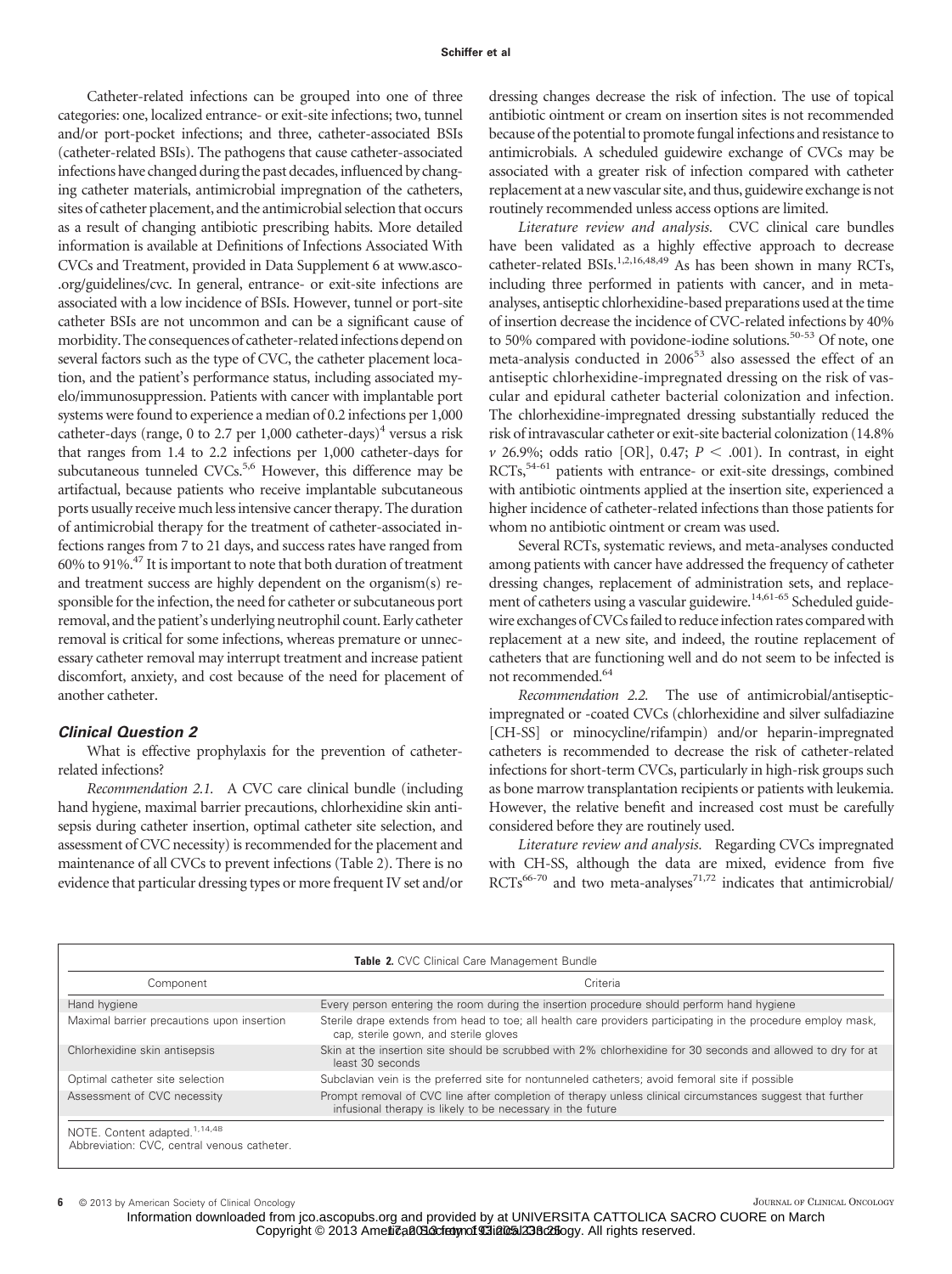Catheter-related infections can be grouped into one of three categories: one, localized entrance- or exit-site infections; two, tunnel and/or port-pocket infections; and three, catheter-associated BSIs (catheter-related BSIs). The pathogens that cause catheter-associated infections have changed during the past decades, influenced by changing catheter materials, antimicrobial impregnation of the catheters, sites of catheter placement, and the antimicrobial selection that occurs as a result of changing antibiotic prescribing habits. More detailed information is available at Definitions of Infections Associated With CVCs and Treatment, provided in Data Supplement 6 at www.asco.org/guidelines/cvc. In general, entrance- or exit-site infections are associated with a low incidence of BSIs. However, tunnel or port-site catheter BSIs are not uncommon and can be a significant cause of morbidity. The consequences of catheter-related infections depend on several factors such as the type of CVC, the catheter placement location, and the patient's performance status, including associated myelo/immunosuppression. Patients with cancer with implantable port systems were found to experience a median of 0.2 infections per 1,000 catheter-days (range, 0 to 2.7 per 1,000 catheter-days)[4] versus a risk that ranges from 1.4 to 2.2 infections per 1,000 catheter-days for subcutaneous tunneled CVCs.[5,6] However, this difference may be artifactual, because patients who receive implantable subcutaneous ports usually receive much less intensive cancer therapy. The duration of antimicrobial therapy for the treatment of catheter-associated infections ranges from 7 to 21 days, and success rates have ranged from 60% to 91%.[47] It is important to note that both duration of treatment and treatment success are highly dependent on the organism(s) responsible for the infection, the need for catheter or subcutaneous port removal, and the patient's underlying neutrophil count. Early catheter removal is critical for some infections, whereas premature or unnecessary catheter removal may interrupt treatment and increase patient discomfort, anxiety, and cost because of the need for placement of another catheter.

### *Clinical Question 2*

What is effective prophylaxis for the prevention of catheter-related infections?

*Recommendation 2.1.* A CVC care clinical bundle (including hand hygiene, maximal barrier precautions, chlorhexidine skin antisepsis during catheter insertion, optimal catheter site selection, and assessment of CVC necessity) is recommended for the placement and maintenance of all CVCs to prevent infections (Table 2). There is no evidence that particular dressing types or more frequent IV set and/or dressing changes decrease the risk of infection. The use of topical antibiotic ointment or cream on insertion sites is not recommended because of the potential to promote fungal infections and resistance to antimicrobials. A scheduled guidewire exchange of CVCs may be associated with a greater risk of infection compared with catheter replacement at a new vascular site, and thus, guidewire exchange is not routinely recommended unless access options are limited.

*Literature review and analysis.* CVC clinical care bundles have been validated as a highly effective approach to decrease catheter-related BSIs.[1,2,16,48,49] As has been shown in many RCTs, including three performed in patients with cancer, and in meta-analyses, antiseptic chlorhexidine-based preparations used at the time of insertion decrease the incidence of CVC-related infections by 40% to 50% compared with povidone-iodine solutions.[50-53] Of note, one meta-analysis conducted in 2006[53] also assessed the effect of an antiseptic chlorhexidine-impregnated dressing on the risk of vascular and epidural catheter bacterial colonization and infection. The chlorhexidine-impregnated dressing substantially reduced the risk of intravascular catheter or exit-site bacterial colonization (14.8% *v* 26.9%; odds ratio [OR], 0.47; $P < .001$). In contrast, in eight RCTs,[54-61] patients with entrance- or exit-site dressings, combined with antibiotic ointments applied at the insertion site, experienced a higher incidence of catheter-related infections than those patients for whom no antibiotic ointment or cream was used.

Several RCTs, systematic reviews, and meta-analyses conducted among patients with cancer have addressed the frequency of catheter dressing changes, replacement of administration sets, and replacement of catheters using a vascular guidewire.[14,61-65] Scheduled guidewire exchanges of CVCs failed to reduce infection rates compared with replacement at a new site, and indeed, the routine replacement of catheters that are functioning well and do not seem to be infected is not recommended.[64]

*Recommendation 2.2.* The use of antimicrobial/antiseptic-impregnated or -coated CVCs (chlorhexidine and silver sulfadiazine [CH-SS] or minocycline/rifampin) and/or heparin-impregnated catheters is recommended to decrease the risk of catheter-related infections for short-term CVCs, particularly in high-risk groups such as bone marrow transplantation recipients or patients with leukemia. However, the relative benefit and increased cost must be carefully considered before they are routinely used.

*Literature review and analysis.* Regarding CVCs impregnated with CH-SS, although the data are mixed, evidence from five RCTs[66-70] and two meta-analyses[71,72] indicates that antimicrobial/

**Table 2.** CVC Clinical Care Management Bundle

| Component | Criteria |
|---|---|
| Hand hygiene | Every person entering the room during the insertion procedure should perform hand hygiene |
| Maximal barrier precautions upon insertion | Sterile drape extends from head to toe; all health care providers participating in the procedure employ mask, cap, sterile gown, and sterile gloves |
| Chlorhexidine skin antisepsis | Skin at the insertion site should be scrubbed with 2% chlorhexidine for 30 seconds and allowed to dry for at least 30 seconds |
| Optimal catheter site selection | Subclavian vein is the preferred site for nontunneled catheters; avoid femoral site if possible |
| Assessment of CVC necessity | Prompt removal of CVC line after completion of therapy unless clinical circumstances suggest that further infusional therapy is likely to be necessary in the future |

NOTE. Content adapted.[1,14,48]
Abbreviation: CVC, central venous catheter.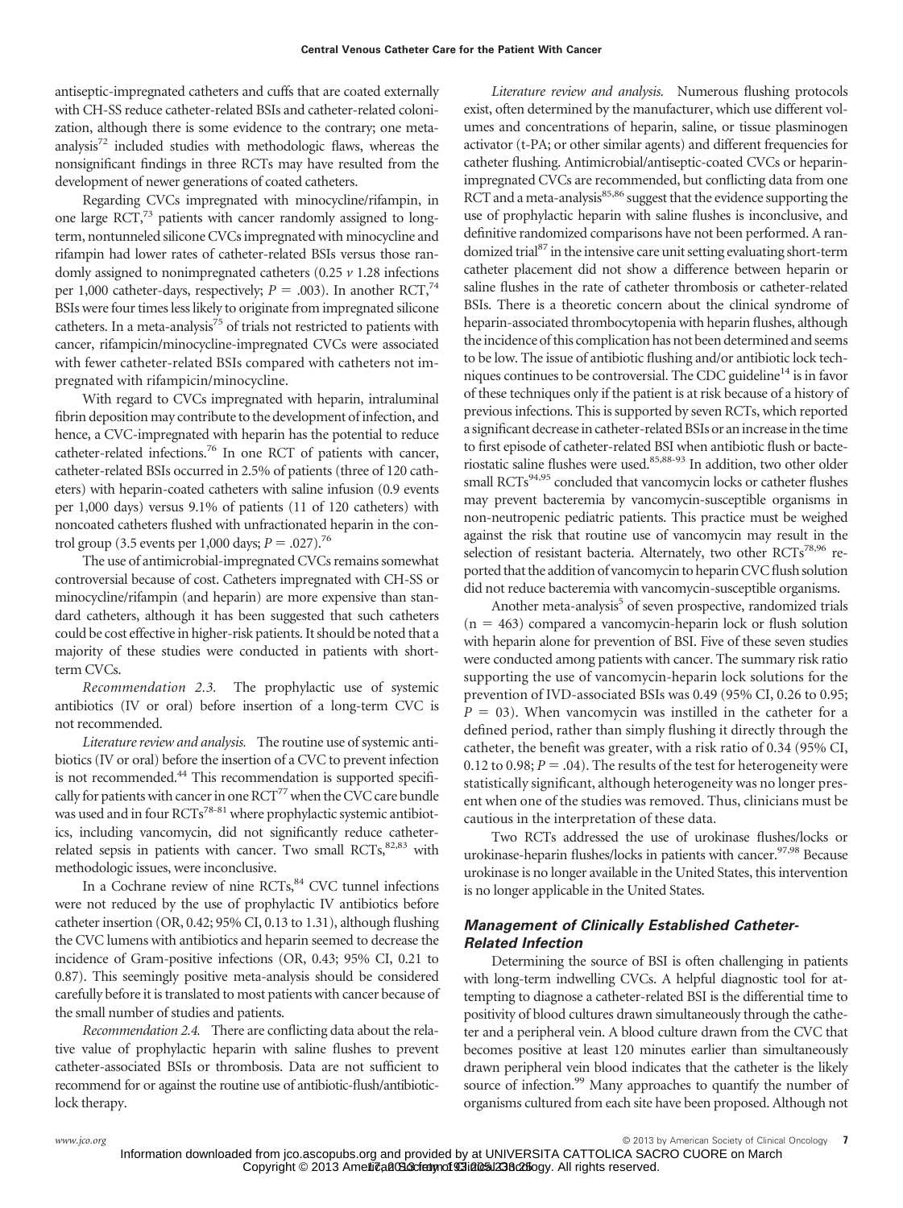antiseptic-impregnated catheters and cuffs that are coated externally with CH-SS reduce catheter-related BSIs and catheter-related colonization, although there is some evidence to the contrary; one meta-analysis[72] included studies with methodologic flaws, whereas the nonsignificant findings in three RCTs may have resulted from the development of newer generations of coated catheters.

Regarding CVCs impregnated with minocycline/rifampin, in one large RCT,[73] patients with cancer randomly assigned to long-term, nontunneled silicone CVCs impregnated with minocycline and rifampin had lower rates of catheter-related BSIs versus those randomly assigned to nonimpregnated catheters (0.25 *v* 1.28 infections per 1,000 catheter-days, respectively; $P = .003$). In another RCT,[74] BSIs were four times less likely to originate from impregnated silicone catheters. In a meta-analysis[75] of trials not restricted to patients with cancer, rifampicin/minocycline-impregnated CVCs were associated with fewer catheter-related BSIs compared with catheters not impregnated with rifampicin/minocycline.

With regard to CVCs impregnated with heparin, intraluminal fibrin deposition may contribute to the development of infection, and hence, a CVC-impregnated with heparin has the potential to reduce catheter-related infections.[76] In one RCT of patients with cancer, catheter-related BSIs occurred in 2.5% of patients (three of 120 catheters) with heparin-coated catheters with saline infusion (0.9 events per 1,000 days) versus 9.1% of patients (11 of 120 catheters) with noncoated catheters flushed with unfractionated heparin in the control group (3.5 events per 1,000 days; $P = .027$).[76]

The use of antimicrobial-impregnated CVCs remains somewhat controversial because of cost. Catheters impregnated with CH-SS or minocycline/rifampin (and heparin) are more expensive than standard catheters, although it has been suggested that such catheters could be cost effective in higher-risk patients. It should be noted that a majority of these studies were conducted in patients with short-term CVCs.

*Recommendation 2.3.* The prophylactic use of systemic antibiotics (IV or oral) before insertion of a long-term CVC is not recommended.

*Literature review and analysis.* The routine use of systemic antibiotics (IV or oral) before the insertion of a CVC to prevent infection is not recommended.[44] This recommendation is supported specifically for patients with cancer in one RCT[77] when the CVC care bundle was used and in four RCTs[78-81] where prophylactic systemic antibiotics, including vancomycin, did not significantly reduce catheter-related sepsis in patients with cancer. Two small RCTs,[82,83] with methodologic issues, were inconclusive.

In a Cochrane review of nine RCTs,[84] CVC tunnel infections were not reduced by the use of prophylactic IV antibiotics before catheter insertion (OR, 0.42; 95% CI, 0.13 to 1.31), although flushing the CVC lumens with antibiotics and heparin seemed to decrease the incidence of Gram-positive infections (OR, 0.43; 95% CI, 0.21 to 0.87). This seemingly positive meta-analysis should be considered carefully before it is translated to most patients with cancer because of the small number of studies and patients.

*Recommendation 2.4.* There are conflicting data about the relative value of prophylactic heparin with saline flushes to prevent catheter-associated BSIs or thrombosis. Data are not sufficient to recommend for or against the routine use of antibiotic-flush/antibiotic-lock therapy.

*Literature review and analysis.* Numerous flushing protocols exist, often determined by the manufacturer, which use different volumes and concentrations of heparin, saline, or tissue plasminogen activator (t-PA; or other similar agents) and different frequencies for catheter flushing. Antimicrobial/antiseptic-coated CVCs or heparin-impregnated CVCs are recommended, but conflicting data from one RCT and a meta-analysis[85,86] suggest that the evidence supporting the use of prophylactic heparin with saline flushes is inconclusive, and definitive randomized comparisons have not been performed. A randomized trial[87] in the intensive care unit setting evaluating short-term catheter placement did not show a difference between heparin or saline flushes in the rate of catheter thrombosis or catheter-related BSIs. There is a theoretic concern about the clinical syndrome of heparin-associated thrombocytopenia with heparin flushes, although the incidence of this complication has not been determined and seems to be low. The issue of antibiotic flushing and/or antibiotic lock techniques continues to be controversial. The CDC guideline[14] is in favor of these techniques only if the patient is at risk because of a history of previous infections. This is supported by seven RCTs, which reported a significant decrease in catheter-related BSIs or an increase in the time to first episode of catheter-related BSI when antibiotic flush or bacteriostatic saline flushes were used.[85,88-93] In addition, two other older small RCTs[94,95] concluded that vancomycin locks or catheter flushes may prevent bacteremia by vancomycin-susceptible organisms in non-neutropenic pediatric patients. This practice must be weighed against the risk that routine use of vancomycin may result in the selection of resistant bacteria. Alternately, two other RCTs[78,96] reported that the addition of vancomycin to heparin CVC flush solution did not reduce bacteremia with vancomycin-susceptible organisms.

Another meta-analysis[5] of seven prospective, randomized trials ($n = 463$) compared a vancomycin-heparin lock or flush solution with heparin alone for prevention of BSI. Five of these seven studies were conducted among patients with cancer. The summary risk ratio supporting the use of vancomycin-heparin lock solutions for the prevention of IVD-associated BSIs was 0.49 (95% CI, 0.26 to 0.95; $P = 03$). When vancomycin was instilled in the catheter for a defined period, rather than simply flushing it directly through the catheter, the benefit was greater, with a risk ratio of 0.34 (95% CI, 0.12 to 0.98; $P = .04$). The results of the test for heterogeneity were statistically significant, although heterogeneity was no longer present when one of the studies was removed. Thus, clinicians must be cautious in the interpretation of these data.

Two RCTs addressed the use of urokinase flushes/locks or urokinase-heparin flushes/locks in patients with cancer.[97,98] Because urokinase is no longer available in the United States, this intervention is no longer applicable in the United States.

### Management of Clinically Established Catheter-Related Infection

Determining the source of BSI is often challenging in patients with long-term indwelling CVCs. A helpful diagnostic tool for attempting to diagnose a catheter-related BSI is the differential time to positivity of blood cultures drawn simultaneously through the catheter and a peripheral vein. A blood culture drawn from the CVC that becomes positive at least 120 minutes earlier than simultaneously drawn peripheral vein blood indicates that the catheter is the likely source of infection.[99] Many approaches to quantify the number of organisms cultured from each site have been proposed. Although not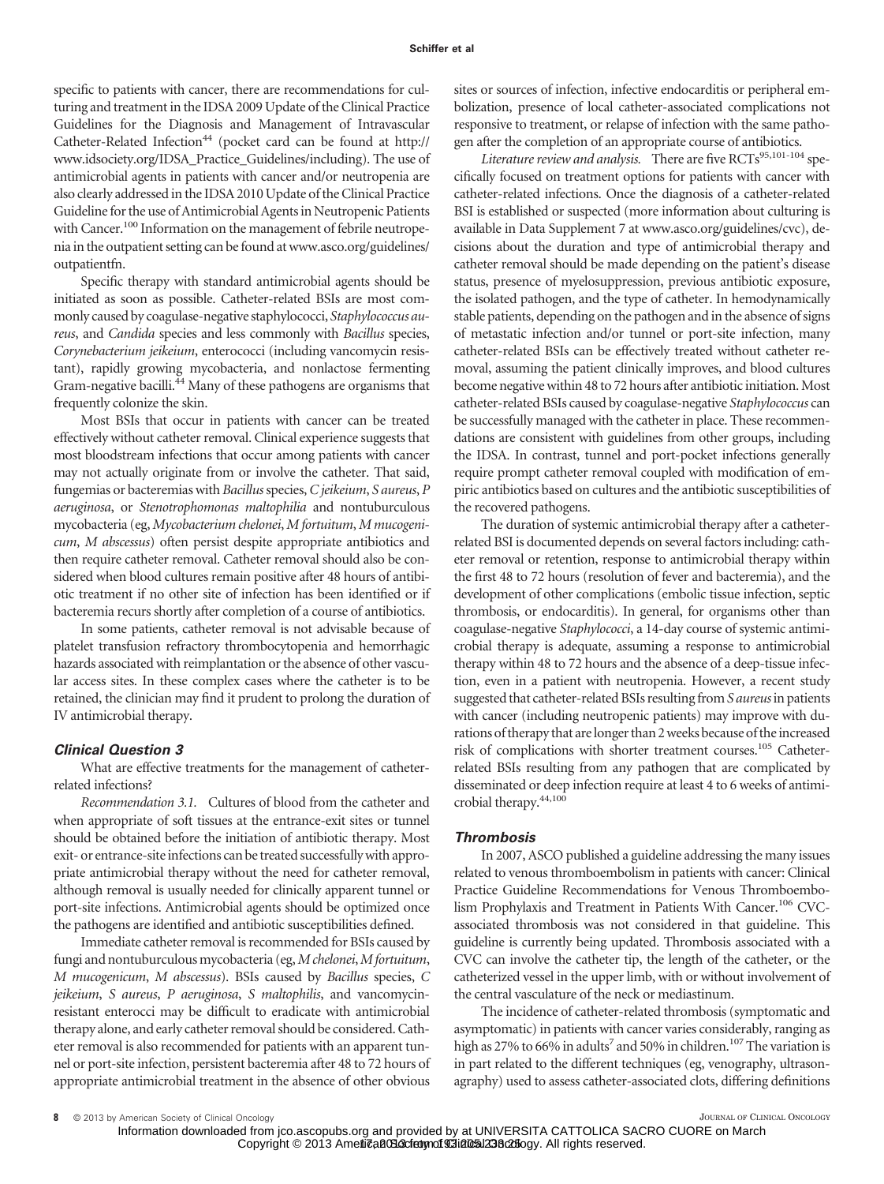specific to patients with cancer, there are recommendations for culturing and treatment in the IDSA 2009 Update of the Clinical Practice Guidelines for the Diagnosis and Management of Intravascular Catheter-Related Infection[44] (pocket card can be found at http://www.idsociety.org/IDSA_Practice_Guidelines/including). The use of antimicrobial agents in patients with cancer and/or neutropenia are also clearly addressed in the IDSA 2010 Update of the Clinical Practice Guideline for the use of Antimicrobial Agents in Neutropenic Patients with Cancer.[100] Information on the management of febrile neutropenia in the outpatient setting can be found at www.asco.org/guidelines/outpatientfn.

Specific therapy with standard antimicrobial agents should be initiated as soon as possible. Catheter-related BSIs are most commonly caused by coagulase-negative staphylococci, *Staphylococcus aureus*, and *Candida* species and less commonly with *Bacillus* species, *Corynebacterium jeikeium*, enterococci (including vancomycin resistant), rapidly growing mycobacteria, and nonlactose fermenting Gram-negative bacilli.[44] Many of these pathogens are organisms that frequently colonize the skin.

Most BSIs that occur in patients with cancer can be treated effectively without catheter removal. Clinical experience suggests that most bloodstream infections that occur among patients with cancer may not actually originate from or involve the catheter. That said, fungemias or bacteremias with *Bacillus* species, *C jeikeium*, *S aureus*, *P aeruginosa*, or *Stenotrophomonas maltophilia* and nontuburculous mycobacteria (eg, *Mycobacterium chelonei*, *M fortuitum*, *M mucogenicum*, *M abscessus*) often persist despite appropriate antibiotics and then require catheter removal. Catheter removal should also be considered when blood cultures remain positive after 48 hours of antibiotic treatment if no other site of infection has been identified or if bacteremia recurs shortly after completion of a course of antibiotics.

In some patients, catheter removal is not advisable because of platelet transfusion refractory thrombocytopenia and hemorrhagic hazards associated with reimplantation or the absence of other vascular access sites. In these complex cases where the catheter is to be retained, the clinician may find it prudent to prolong the duration of IV antimicrobial therapy.

### Clinical Question 3

What are effective treatments for the management of catheter-related infections?

*Recommendation 3.1.* Cultures of blood from the catheter and when appropriate of soft tissues at the entrance-exit sites or tunnel should be obtained before the initiation of antibiotic therapy. Most exit- or entrance-site infections can be treated successfully with appropriate antimicrobial therapy without the need for catheter removal, although removal is usually needed for clinically apparent tunnel or port-site infections. Antimicrobial agents should be optimized once the pathogens are identified and antibiotic susceptibilities defined.

Immediate catheter removal is recommended for BSIs caused by fungi and nontuburculous mycobacteria (eg, *M chelonei*, *M fortuitum*, *M mucogenicum*, *M abscessus*). BSIs caused by *Bacillus* species, *C jeikeium*, *S aureus*, *P aeruginosa*, *S maltophilis*, and vancomycin-resistant enterococci may be difficult to eradicate with antimicrobial therapy alone, and early catheter removal should be considered. Catheter removal is also recommended for patients with an apparent tunnel or port-site infection, persistent bacteremia after 48 to 72 hours of appropriate antimicrobial treatment in the absence of other obvious sites or sources of infection, infective endocarditis or peripheral embolization, presence of local catheter-associated complications not responsive to treatment, or relapse of infection with the same pathogen after the completion of an appropriate course of antibiotics.

*Literature review and analysis.* There are five RCTs[95,101-104] specifically focused on treatment options for patients with cancer with catheter-related infections. Once the diagnosis of a catheter-related BSI is established or suspected (more information about culturing is available in Data Supplement 7 at www.asco.org/guidelines/cvc), decisions about the duration and type of antimicrobial therapy and catheter removal should be made depending on the patient's disease status, presence of myelosuppression, previous antibiotic exposure, the isolated pathogen, and the type of catheter. In hemodynamically stable patients, depending on the pathogen and in the absence of signs of metastatic infection and/or tunnel or port-site infection, many catheter-related BSIs can be effectively treated without catheter removal, assuming the patient clinically improves, and blood cultures become negative within 48 to 72 hours after antibiotic initiation. Most catheter-related BSIs caused by coagulase-negative *Staphylococcus* can be successfully managed with the catheter in place. These recommendations are consistent with guidelines from other groups, including the IDSA. In contrast, tunnel and port-pocket infections generally require prompt catheter removal coupled with modification of empiric antibiotics based on cultures and the antibiotic susceptibilities of the recovered pathogens.

The duration of systemic antimicrobial therapy after a catheter-related BSI is documented depends on several factors including: catheter removal or retention, response to antimicrobial therapy within the first 48 to 72 hours (resolution of fever and bacteremia), and the development of other complications (embolic tissue infection, septic thrombosis, or endocarditis). In general, for organisms other than coagulase-negative *Staphylococci*, a 14-day course of systemic antimicrobial therapy is adequate, assuming a response to antimicrobial therapy within 48 to 72 hours and the absence of a deep-tissue infection, even in a patient with neutropenia. However, a recent study suggested that catheter-related BSIs resulting from *S aureus* in patients with cancer (including neutropenic patients) may improve with durations of therapy that are longer than 2 weeks because of the increased risk of complications with shorter treatment courses.[105] Catheter-related BSIs resulting from any pathogen that are complicated by disseminated or deep infection require at least 4 to 6 weeks of antimicrobial therapy.[44,100]

### Thrombosis

In 2007, ASCO published a guideline addressing the many issues related to venous thromboembolism in patients with cancer: Clinical Practice Guideline Recommendations for Venous Thromboembolism Prophylaxis and Treatment in Patients With Cancer.[106] CVC-associated thrombosis was not considered in that guideline. This guideline is currently being updated. Thrombosis associated with a CVC can involve the catheter tip, the length of the catheter, or the catheterized vessel in the upper limb, with or without involvement of the central vasculature of the neck or mediastinum.

The incidence of catheter-related thrombosis (symptomatic and asymptomatic) in patients with cancer varies considerably, ranging as high as 27% to 66% in adults[7] and 50% in children.[107] The variation is in part related to the different techniques (eg, venography, ultrasonagraphy) used to assess catheter-associated clots, differing definitions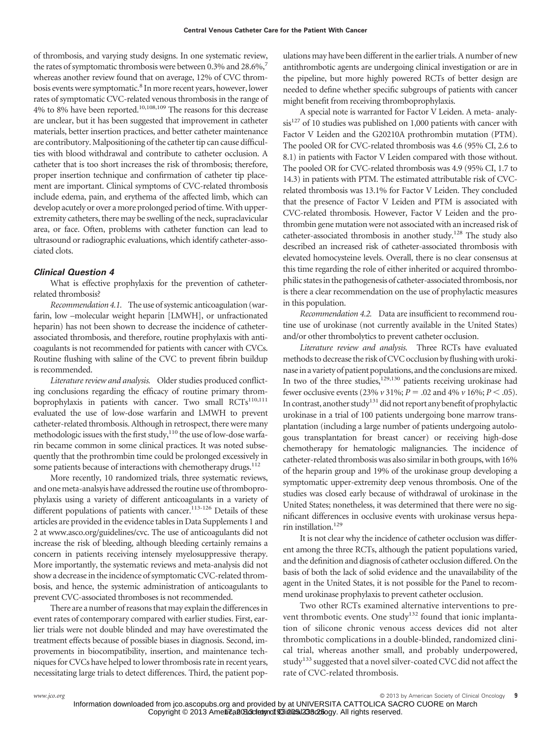of thrombosis, and varying study designs. In one systematic review, the rates of symptomatic thrombosis were between 0.3% and 28.6%,[7] whereas another review found that on average, 12% of CVC thrombosis events were symptomatic.[8] In more recent years, however, lower rates of symptomatic CVC-related venous thrombosis in the range of 4% to 8% have been reported.[10,108,109] The reasons for this decrease are unclear, but it has been suggested that improvement in catheter materials, better insertion practices, and better catheter maintenance are contributory. Malpositioning of the catheter tip can cause difficulties with blood withdrawal and contribute to catheter occlusion. A catheter that is too short increases the risk of thrombosis; therefore, proper insertion technique and confirmation of catheter tip placement are important. Clinical symptoms of CVC-related thrombosis include edema, pain, and erythema of the affected limb, which can develop acutely or over a more prolonged period of time. With upper-extremity catheters, there may be swelling of the neck, supraclavicular area, or face. Often, problems with catheter function can lead to ultrasound or radiographic evaluations, which identify catheter-associated clots.

### *Clinical Question 4*

What is effective prophylaxis for the prevention of catheter-related thrombosis?

*Recommendation 4.1.* The use of systemic anticoagulation (warfarin, low –molecular weight heparin [LMWH], or unfractionated heparin) has not been shown to decrease the incidence of catheter-associated thrombosis, and therefore, routine prophylaxis with anticoagulants is not recommended for patients with cancer with CVCs. Routine flushing with saline of the CVC to prevent fibrin buildup is recommended.

*Literature review and analysis.* Older studies produced conflicting conclusions regarding the efficacy of routine primary thromboprophylaxis in patients with cancer. Two small RCTs[110,111] evaluated the use of low-dose warfarin and LMWH to prevent catheter-related thrombosis. Although in retrospect, there were many methodologic issues with the first study,[110] the use of low-dose warfarin became common in some clinical practices. It was noted subsequently that the prothrombin time could be prolonged excessively in some patients because of interactions with chemotherapy drugs.[112]

More recently, 10 randomized trials, three systematic reviews, and one meta-analsyis have addressed the routine use of thromboprophylaxis using a variety of different anticoagulants in a variety of different populations of patients with cancer.[113-126] Details of these articles are provided in the evidence tables in Data Supplements 1 and 2 at www.asco.org/guidelines/cvc. The use of anticoagulants did not increase the risk of bleeding, although bleeding certainly remains a concern in patients receiving intensely myelosuppressive therapy. More importantly, the systematic reviews and meta-analysis did not show a decrease in the incidence of symptomatic CVC-related thrombosis, and hence, the systemic administration of anticoagulants to prevent CVC-associated thromboses is not recommended.

There are a number of reasons that may explain the differences in event rates of contemporary compared with earlier studies. First, earlier trials were not double blinded and may have overestimated the treatment effects because of possible biases in diagnosis. Second, improvements in biocompatibility, insertion, and maintenance techniques for CVCs have helped to lower thrombosis rate in recent years, necessitating large trials to detect differences. Third, the patient populations may have been different in the earlier trials. A number of new antithrombotic agents are undergoing clinical investigation or are in the pipeline, but more highly powered RCTs of better design are needed to define whether specific subgroups of patients with cancer might benefit from receiving thromboprophylaxis.

A special note is warranted for Factor V Leiden. A meta- analysis[127] of 10 studies was published on 1,000 patients with cancer with Factor V Leiden and the G20210A prothrombin mutation (PTM). The pooled OR for CVC-related thrombosis was 4.6 (95% CI, 2.6 to 8.1) in patients with Factor V Leiden compared with those without. The pooled OR for CVC-related thrombosis was 4.9 (95% CI, 1.7 to 14.3) in patients with PTM. The estimated attributable risk of CVC-related thrombosis was 13.1% for Factor V Leiden. They concluded that the presence of Factor V Leiden and PTM is associated with CVC-related thrombosis. However, Factor V Leiden and the prothrombin gene mutation were not associated with an increased risk of catheter-associated thrombosis in another study.[128] The study also described an increased risk of catheter-associated thrombosis with elevated homocysteine levels. Overall, there is no clear consensus at this time regarding the role of either inherited or acquired thrombophilic states in the pathogenesis of catheter-associated thrombosis, nor is there a clear recommendation on the use of prophylactic measures in this population.

*Recommendation 4.2.* Data are insufficient to recommend routine use of urokinase (not currently available in the United States) and/or other thrombolytics to prevent catheter occlusion.

*Literature review and analysis.* Three RCTs have evaluated methods to decrease the risk of CVC occlusion by flushing with urokinase in a variety of patient populations, and the conclusions are mixed. In two of the three studies,[129,130] patients receiving urokinase had fewer occlusive events (23% *v* 31%; $P = .02$ and 4% *v* 16%; $P < .05$). In contrast, another study[131] did not report any benefit of prophylactic urokinase in a trial of 100 patients undergoing bone marrow transplantation (including a large number of patients undergoing autologous transplantation for breast cancer) or receiving high-dose chemotherapy for hematologic malignancies. The incidence of catheter-related thrombosis was also similar in both groups, with 16% of the heparin group and 19% of the urokinase group developing a symptomatic upper-extremity deep venous thrombosis. One of the studies was closed early because of withdrawal of urokinase in the United States; nonetheless, it was determined that there were no significant differences in occlusive events with urokinase versus heparin instillation.[129]

It is not clear why the incidence of catheter occlusion was different among the three RCTs, although the patient populations varied, and the definition and diagnosis of catheter occlusion differed. On the basis of both the lack of solid evidence and the unavailability of the agent in the United States, it is not possible for the Panel to recommend urokinase prophylaxis to prevent catheter occlusion.

Two other RCTs examined alternative interventions to prevent thrombotic events. One study[132] found that ionic implantation of silicone chronic venous access devices did not alter thrombotic complications in a double-blinded, randomized clinical trial, whereas another small, and probably underpowered, study[133] suggested that a novel silver-coated CVC did not affect the rate of CVC-related thrombosis.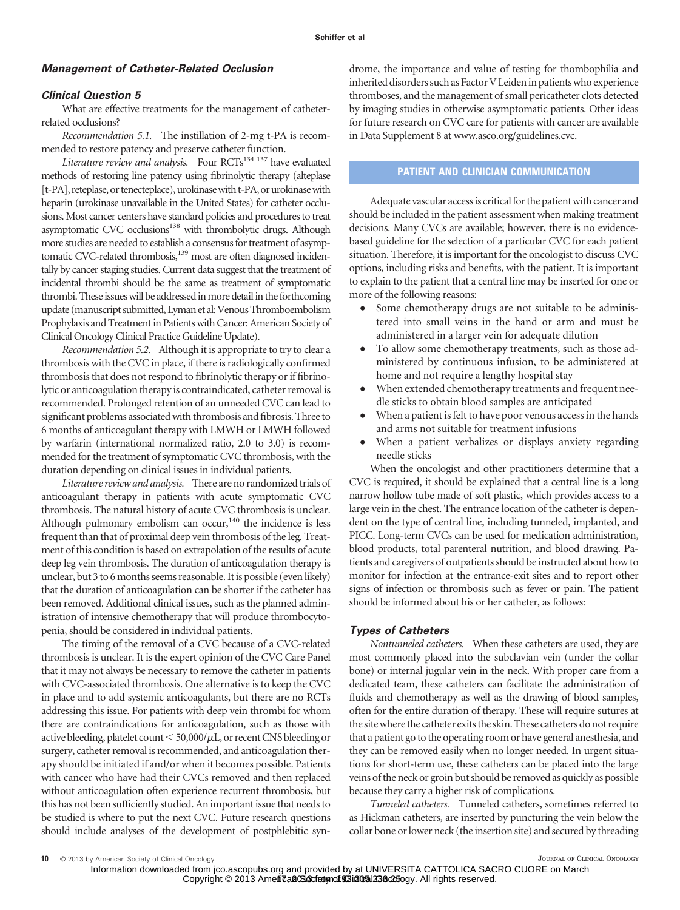### *Management of Catheter-Related Occlusion*

### *Clinical Question 5*

What are effective treatments for the management of catheter-related occlusions?

*Recommendation 5.1.* The instillation of 2-mg t-PA is recommended to restore patency and preserve catheter function.

*Literature review and analysis.* Four RCTs[134-137] have evaluated methods of restoring line patency using fibrinolytic therapy (alteplase [t-PA], reteplase, or tenecteplace), urokinase with t-PA, or urokinase with heparin (urokinase unavailable in the United States) for catheter occlusions. Most cancer centers have standard policies and procedures to treat asymptomatic CVC occlusions[138] with thrombolytic drugs. Although more studies are needed to establish a consensus for treatment of asymptomatic CVC-related thrombosis,[139] most are often diagnosed incidentally by cancer staging studies. Current data suggest that the treatment of incidental thrombi should be the same as treatment of symptomatic thrombi. These issues will be addressed in more detail in the forthcoming update (manuscript submitted, Lyman et al: Venous Thromboembolism Prophylaxis and Treatment in Patients with Cancer: American Society of Clinical Oncology Clinical Practice Guideline Update).

*Recommendation 5.2.* Although it is appropriate to try to clear a thrombosis with the CVC in place, if there is radiologically confirmed thrombosis that does not respond to fibrinolytic therapy or if fibrinolytic or anticoagulation therapy is contraindicated, catheter removal is recommended. Prolonged retention of an unneeded CVC can lead to significant problems associated with thrombosis and fibrosis. Three to 6 months of anticoagulant therapy with LMWH or LMWH followed by warfarin (international normalized ratio, 2.0 to 3.0) is recommended for the treatment of symptomatic CVC thrombosis, with the duration depending on clinical issues in individual patients.

*Literature review and analysis.* There are no randomized trials of anticoagulant therapy in patients with acute symptomatic CVC thrombosis. The natural history of acute CVC thrombosis is unclear. Although pulmonary embolism can occur,[140] the incidence is less frequent than that of proximal deep vein thrombosis of the leg. Treatment of this condition is based on extrapolation of the results of acute deep leg vein thrombosis. The duration of anticoagulation therapy is unclear, but 3 to 6 months seems reasonable. It is possible (even likely) that the duration of anticoagulation can be shorter if the catheter has been removed. Additional clinical issues, such as the planned administration of intensive chemotherapy that will produce thrombocytopenia, should be considered in individual patients.

The timing of the removal of a CVC because of a CVC-related thrombosis is unclear. It is the expert opinion of the CVC Care Panel that it may not always be necessary to remove the catheter in patients with CVC-associated thrombosis. One alternative is to keep the CVC in place and to add systemic anticoagulants, but there are no RCTs addressing this issue. For patients with deep vein thrombi for whom there are contraindications for anticoagulation, such as those with active bleeding, platelet count $< 50{,}000/\mu L$, or recent CNS bleeding or surgery, catheter removal is recommended, and anticoagulation therapy should be initiated if and/or when it becomes possible. Patients with cancer who have had their CVCs removed and then replaced without anticoagulation often experience recurrent thrombosis, but this has not been sufficiently studied. An important issue that needs to be studied is where to put the next CVC. Future research questions should include analyses of the development of postphlebitic syndrome, the importance and value of testing for thombophilia and inherited disorders such as Factor V Leiden in patients who experience thromboses, and the management of small pericatheter clots detected by imaging studies in otherwise asymptomatic patients. Other ideas for future research on CVC care for patients with cancer are available in Data Supplement 8 at www.asco.org/guidelines.cvc.

## PATIENT AND CLINICIAN COMMUNICATION

Adequate vascular access is critical for the patient with cancer and should be included in the patient assessment when making treatment decisions. Many CVCs are available; however, there is no evidence-based guideline for the selection of a particular CVC for each patient situation. Therefore, it is important for the oncologist to discuss CVC options, including risks and benefits, with the patient. It is important to explain to the patient that a central line may be inserted for one or more of the following reasons:

- Some chemotherapy drugs are not suitable to be administered into small veins in the hand or arm and must be administered in a larger vein for adequate dilution
- To allow some chemotherapy treatments, such as those administered by continuous infusion, to be administered at home and not require a lengthy hospital stay
- When extended chemotherapy treatments and frequent needle sticks to obtain blood samples are anticipated
- When a patient is felt to have poor venous access in the hands and arms not suitable for treatment infusions
- When a patient verbalizes or displays anxiety regarding needle sticks

When the oncologist and other practitioners determine that a CVC is required, it should be explained that a central line is a long narrow hollow tube made of soft plastic, which provides access to a large vein in the chest. The entrance location of the catheter is dependent on the type of central line, including tunneled, implanted, and PICC. Long-term CVCs can be used for medication administration, blood products, total parenteral nutrition, and blood drawing. Patients and caregivers of outpatients should be instructed about how to monitor for infection at the entrance-exit sites and to report other signs of infection or thrombosis such as fever or pain. The patient should be informed about his or her catheter, as follows:

### *Types of Catheters*

*Nontunneled catheters.* When these catheters are used, they are most commonly placed into the subclavian vein (under the collar bone) or internal jugular vein in the neck. With proper care from a dedicated team, these catheters can facilitate the administration of fluids and chemotherapy as well as the drawing of blood samples, often for the entire duration of therapy. These will require sutures at the site where the catheter exits the skin. These catheters do not require that a patient go to the operating room or have general anesthesia, and they can be removed easily when no longer needed. In urgent situations for short-term use, these catheters can be placed into the large veins of the neck or groin but should be removed as quickly as possible because they carry a higher risk of complications.

*Tunneled catheters.* Tunneled catheters, sometimes referred to as Hickman catheters, are inserted by puncturing the vein below the collar bone or lower neck (the insertion site) and secured by threading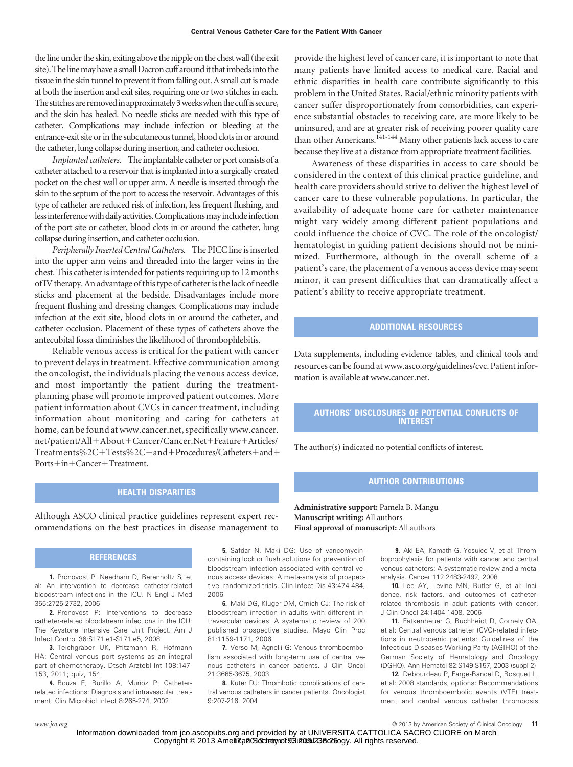the line under the skin, exiting above the nipple on the chest wall (the exit site). The line may have a small Dacron cuff around it that imbeds into the tissue in the skin tunnel to prevent it from falling out. A small cut is made at both the insertion and exit sites, requiring one or two stitches in each. The stitches are removed in approximately 3 weeks when the cuff is secure, and the skin has healed. No needle sticks are needed with this type of catheter. Complications may include infection or bleeding at the entrance-exit site or in the subcutaneous tunnel, blood clots in or around the catheter, lung collapse during insertion, and catheter occlusion.

*Implanted catheters.* The implantable catheter or port consists of a catheter attached to a reservoir that is implanted into a surgically created pocket on the chest wall or upper arm. A needle is inserted through the skin to the septum of the port to access the reservoir. Advantages of this type of catheter are reduced risk of infection, less frequent flushing, and less interference with daily activities. Complications may include infection of the port site or catheter, blood clots in or around the catheter, lung collapse during insertion, and catheter occlusion.

*Peripherally Inserted Central Catheters.* The PICC line is inserted into the upper arm veins and threaded into the larger veins in the chest. This catheter is intended for patients requiring up to 12 months of IV therapy. An advantage of this type of catheter is the lack of needle sticks and placement at the bedside. Disadvantages include more frequent flushing and dressing changes. Complications may include infection at the exit site, blood clots in or around the catheter, and catheter occlusion. Placement of these types of catheters above the antecubital fossa diminishes the likelihood of thrombophlebitis.

Reliable venous access is critical for the patient with cancer to prevent delays in treatment. Effective communication among the oncologist, the individuals placing the venous access device, and most importantly the patient during the treatment-planning phase will promote improved patient outcomes. More patient information about CVCs in cancer treatment, including information about monitoring and caring for catheters at home, can be found at www.cancer.net, specifically www.cancer.net/patient/All+About+Cancer/Cancer.Net+Feature+Articles/Treatments%2C+Tests%2C+and+Procedures/Catheters+and+Ports+in+Cancer+Treatment.

## HEALTH DISPARITIES

Although ASCO clinical practice guidelines represent expert recommendations on the best practices in disease management to provide the highest level of cancer care, it is important to note that many patients have limited access to medical care. Racial and ethnic disparities in health care contribute significantly to this problem in the United States. Racial/ethnic minority patients with cancer suffer disproportionately from comorbidities, can experience substantial obstacles to receiving care, are more likely to be uninsured, and are at greater risk of receiving poorer quality care than other Americans.[141-144] Many other patients lack access to care because they live at a distance from appropriate treatment facilities.

Awareness of these disparities in access to care should be considered in the context of this clinical practice guideline, and health care providers should strive to deliver the highest level of cancer care to these vulnerable populations. In particular, the availability of adequate home care for catheter maintenance might vary widely among different patient populations and could influence the choice of CVC. The role of the oncologist/hematologist in guiding patient decisions should not be minimized. Furthermore, although in the overall scheme of a patient's care, the placement of a venous access device may seem minor, it can present difficulties that can dramatically affect a patient's ability to receive appropriate treatment.

## ADDITIONAL RESOURCES

Data supplements, including evidence tables, and clinical tools and resources can be found at www.asco.org/guidelines/cvc. Patient information is available at www.cancer.net.

## AUTHORS' DISCLOSURES OF POTENTIAL CONFLICTS OF INTEREST

The author(s) indicated no potential conflicts of interest.

## AUTHOR CONTRIBUTIONS

**Administrative support:** Pamela B. Mangu
**Manuscript writing:** All authors
**Final approval of manuscript:** All authors

## REFERENCES

**1.** Pronovost P, Needham D, Berenholtz S, et al: An intervention to decrease catheter-related bloodstream infections in the ICU. N Engl J Med 355:2725-2732, 2006

**2.** Pronovost P: Interventions to decrease catheter-related bloodstream infections in the ICU: The Keystone Intensive Care Unit Project. Am J Infect Control 36:S171.e1-S171.e5, 2008

**3.** Teichgräber UK, Pfitzmann R, Hofmann HA: Central venous port systems as an integral part of chemotherapy. Dtsch Arztebl Int 108:147-153, 2011; quiz, 154

**4.** Bouza E, Burillo A, Muñoz P: Catheter-related infections: Diagnosis and intravascular treatment. Clin Microbiol Infect 8:265-274, 2002

**5.** Safdar N, Maki DG: Use of vancomycin-containing lock or flush solutions for prevention of bloodstream infection associated with central venous access devices: A meta-analysis of prospective, randomized trials. Clin Infect Dis 43:474-484, 2006

**6.** Maki DG, Kluger DM, Crnich CJ: The risk of bloodstream infection in adults with different intravascular devices: A systematic review of 200 published prospective studies. Mayo Clin Proc 81:1159-1171, 2006

**7.** Verso M, Agnelli G: Venous thromboembolism associated with long-term use of central venous catheters in cancer patients. J Clin Oncol 21:3665-3675, 2003

**8.** Kuter DJ: Thrombotic complications of central venous catheters in cancer patients. Oncologist 9:207-216, 2004

**9.** Akl EA, Kamath G, Yosuico V, et al: Thromboprophylaxis for patients with cancer and central venous catheters: A systematic review and a meta-analysis. Cancer 112:2483-2492, 2008

**10.** Lee AY, Levine MN, Butler G, et al: Incidence, risk factors, and outcomes of catheter-related thrombosis in adult patients with cancer. J Clin Oncol 24:1404-1408, 2006

**11.** Fätkenheuer G, Buchheidt D, Cornely OA, et al: Central venous catheter (CVC)-related infections in neutropenic patients: Guidelines of the Infectious Diseases Working Party (AGIHO) of the German Society of Hematology and Oncology (DGHO). Ann Hematol 82:S149-S157, 2003 (suppl 2)

**12.** Debourdeau P, Farge-Bancel D, Bosquet L, et al: 2008 standards, options: Recommendations for venous thromboembolic events (VTE) treatment and central venous catheter thrombosis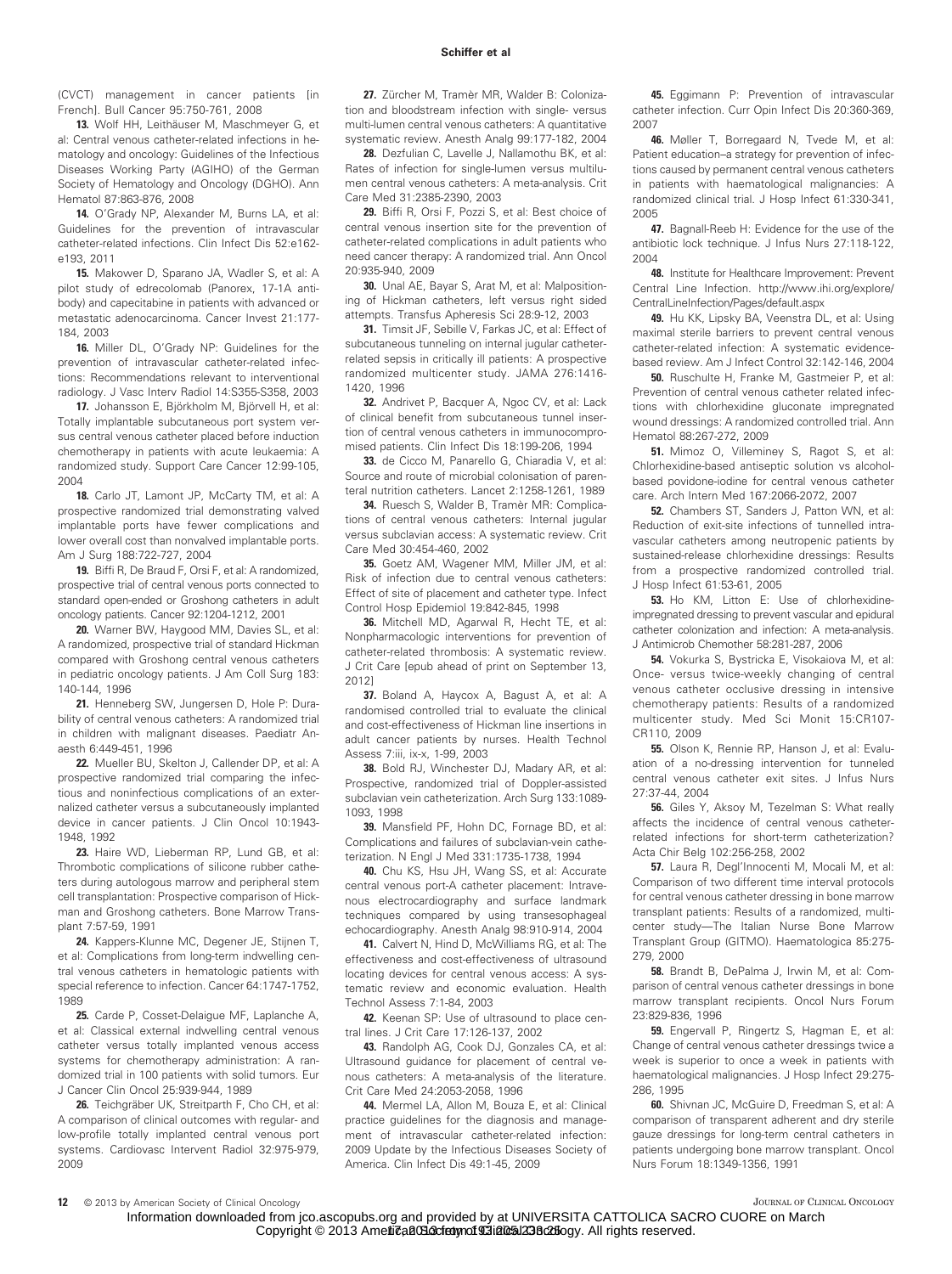(CVCT) management in cancer patients [in French]. Bull Cancer 95:750-761, 2008

**13.** Wolf HH, Leithäuser M, Maschmeyer G, et al: Central venous catheter-related infections in hematology and oncology: Guidelines of the Infectious Diseases Working Party (AGIHO) of the German Society of Hematology and Oncology (DGHO). Ann Hematol 87:863-876, 2008

**14.** O'Grady NP, Alexander M, Burns LA, et al: Guidelines for the prevention of intravascular catheter-related infections. Clin Infect Dis 52:e162-e193, 2011

**15.** Makower D, Sparano JA, Wadler S, et al: A pilot study of edrecolomab (Panorex, 17-1A antibody) and capecitabine in patients with advanced or metastatic adenocarcinoma. Cancer Invest 21:177-184, 2003

**16.** Miller DL, O'Grady NP: Guidelines for the prevention of intravascular catheter-related infections: Recommendations relevant to interventional radiology. J Vasc Interv Radiol 14:S355-S358, 2003

**17.** Johansson E, Björkholm M, Björvell H, et al: Totally implantable subcutaneous port system versus central venous catheter placed before induction chemotherapy in patients with acute leukaemia: A randomized study. Support Care Cancer 12:99-105, 2004

**18.** Carlo JT, Lamont JP, McCarty TM, et al: A prospective randomized trial demonstrating valved implantable ports have fewer complications and lower overall cost than nonvalved implantable ports. Am J Surg 188:722-727, 2004

**19.** Biffi R, De Braud F, Orsi F, et al: A randomized, prospective trial of central venous ports connected to standard open-ended or Groshong catheters in adult oncology patients. Cancer 92:1204-1212, 2001

**20.** Warner BW, Haygood MM, Davies SL, et al: A randomized, prospective trial of standard Hickman compared with Groshong central venous catheters in pediatric oncology patients. J Am Coll Surg 183: 140-144, 1996

**21.** Henneberg SW, Jungersen D, Hole P: Durability of central venous catheters: A randomized trial in children with malignant diseases. Paediatr Anaesth 6:449-451, 1996

**22.** Mueller BU, Skelton J, Callender DP, et al: A prospective randomized trial comparing the infectious and noninfectious complications of an externalized catheter versus a subcutaneously implanted device in cancer patients. J Clin Oncol 10:1943-1948, 1992

**23.** Haire WD, Lieberman RP, Lund GB, et al: Thrombotic complications of silicone rubber catheters during autologous marrow and peripheral stem cell transplantation: Prospective comparison of Hickman and Groshong catheters. Bone Marrow Transplant 7:57-59, 1991

**24.** Kappers-Klunne MC, Degener JE, Stijnen T, et al: Complications from long-term indwelling central venous catheters in hematologic patients with special reference to infection. Cancer 64:1747-1752, 1989

**25.** Carde P, Cosset-Delaigue MF, Laplanche A, et al: Classical external indwelling central venous catheter versus totally implanted venous access systems for chemotherapy administration: A randomized trial in 100 patients with solid tumors. Eur J Cancer Clin Oncol 25:939-944, 1989

**26.** Teichgräber UK, Streitparth F, Cho CH, et al: A comparison of clinical outcomes with regular- and low-profile totally implanted central venous port systems. Cardiovasc Intervent Radiol 32:975-979, 2009

**27.** Zürcher M, Tramèr MR, Walder B: Colonization and bloodstream infection with single- versus multi-lumen central venous catheters: A quantitative systematic review. Anesth Analg 99:177-182, 2004

**28.** Dezfulian C, Lavelle J, Nallamothu BK, et al: Rates of infection for single-lumen versus multilumen central venous catheters: A meta-analysis. Crit Care Med 31:2385-2390, 2003

**29.** Biffi R, Orsi F, Pozzi S, et al: Best choice of central venous insertion site for the prevention of catheter-related complications in adult patients who need cancer therapy: A randomized trial. Ann Oncol 20:935-940, 2009

**30.** Unal AE, Bayar S, Arat M, et al: Malpositioning of Hickman catheters, left versus right sided attempts. Transfus Apheresis Sci 28:9-12, 2003

**31.** Timsit JF, Sebille V, Farkas JC, et al: Effect of subcutaneous tunneling on internal jugular catheter-related sepsis in critically ill patients: A prospective randomized multicenter study. JAMA 276:1416-1420, 1996

**32.** Andrivet P, Bacquer A, Ngoc CV, et al: Lack of clinical benefit from subcutaneous tunnel insertion of central venous catheters in immunocompromised patients. Clin Infect Dis 18:199-206, 1994

**33.** de Cicco M, Panarello G, Chiaradia V, et al: Source and route of microbial colonisation of parenteral nutrition catheters. Lancet 2:1258-1261, 1989

**34.** Ruesch S, Walder B, Tramèr MR: Complications of central venous catheters: Internal jugular versus subclavian access: A systematic review. Crit Care Med 30:454-460, 2002

**35.** Goetz AM, Wagener MM, Miller JM, et al: Risk of infection due to central venous catheters: Effect of site of placement and catheter type. Infect Control Hosp Epidemiol 19:842-845, 1998

**36.** Mitchell MD, Agarwal R, Hecht TE, et al: Nonpharmacologic interventions for prevention of catheter-related thrombosis: A systematic review. J Crit Care [epub ahead of print on September 13, 2012]

**37.** Boland A, Haycox A, Bagust A, et al: A randomised controlled trial to evaluate the clinical and cost-effectiveness of Hickman line insertions in adult cancer patients by nurses. Health Technol Assess 7:iii, ix-x, 1-99, 2003

**38.** Bold RJ, Winchester DJ, Madary AR, et al: Prospective, randomized trial of Doppler-assisted subclavian vein catheterization. Arch Surg 133:1089-1093, 1998

**39.** Mansfield PF, Hohn DC, Fornage BD, et al: Complications and failures of subclavian-vein catheterization. N Engl J Med 331:1735-1738, 1994

**40.** Chu KS, Hsu JH, Wang SS, et al: Accurate central venous port-A catheter placement: Intravenous electrocardiography and surface landmark techniques compared by using transesophageal echocardiography. Anesth Analg 98:910-914, 2004

**41.** Calvert N, Hind D, McWilliams RG, et al: The effectiveness and cost-effectiveness of ultrasound locating devices for central venous access: A systematic review and economic evaluation. Health Technol Assess 7:1-84, 2003

**42.** Keenan SP: Use of ultrasound to place central lines. J Crit Care 17:126-137, 2002

**43.** Randolph AG, Cook DJ, Gonzales CA, et al: Ultrasound guidance for placement of central venous catheters: A meta-analysis of the literature. Crit Care Med 24:2053-2058, 1996

**44.** Mermel LA, Allon M, Bouza E, et al: Clinical practice guidelines for the diagnosis and management of intravascular catheter-related infection: 2009 Update by the Infectious Diseases Society of America. Clin Infect Dis 49:1-45, 2009

**45.** Eggimann P: Prevention of intravascular catheter infection. Curr Opin Infect Dis 20:360-369, 2007

**46.** Møller T, Borregaard N, Tvede M, et al: Patient education–a strategy for prevention of infections caused by permanent central venous catheters in patients with haematological malignancies: A randomized clinical trial. J Hosp Infect 61:330-341, 2005

**47.** Bagnall-Reeb H: Evidence for the use of the antibiotic lock technique. J Infus Nurs 27:118-122, 2004

**48.** Institute for Healthcare Improvement: Prevent Central Line Infection. http://www.ihi.org/explore/CentralLineInfection/Pages/default.aspx

**49.** Hu KK, Lipsky BA, Veenstra DL, et al: Using maximal sterile barriers to prevent central venous catheter-related infection: A systematic evidence-based review. Am J Infect Control 32:142-146, 2004

**50.** Ruschulte H, Franke M, Gastmeier P, et al: Prevention of central venous catheter related infections with chlorhexidine gluconate impregnated wound dressings: A randomized controlled trial. Ann Hematol 88:267-272, 2009

**51.** Mimoz O, Villeminey S, Ragot S, et al: Chlorhexidine-based antiseptic solution vs alcohol-based povidone-iodine for central venous catheter care. Arch Intern Med 167:2066-2072, 2007

**52.** Chambers ST, Sanders J, Patton WN, et al: Reduction of exit-site infections of tunnelled intravascular catheters among neutropenic patients by sustained-release chlorhexidine dressings: Results from a prospective randomized controlled trial. J Hosp Infect 61:53-61, 2005

**53.** Ho KM, Litton E: Use of chlorhexidine-impregnated dressing to prevent vascular and epidural catheter colonization and infection: A meta-analysis. J Antimicrob Chemother 58:281-287, 2006

**54.** Vokurka S, Bystricka E, Visokaiova M, et al: Once- versus twice-weekly changing of central venous catheter occlusive dressing in intensive chemotherapy patients: Results of a randomized multicenter study. Med Sci Monit 15:CR107-CR110, 2009

**55.** Olson K, Rennie RP, Hanson J, et al: Evaluation of a no-dressing intervention for tunneled central venous catheter exit sites. J Infus Nurs 27:37-44, 2004

**56.** Giles Y, Aksoy M, Tezelman S: What really affects the incidence of central venous catheter-related infections for short-term catheterization? Acta Chir Belg 102:256-258, 2002

**57.** Laura R, Degl'Innocenti M, Mocali M, et al: Comparison of two different time interval protocols for central venous catheter dressing in bone marrow transplant patients: Results of a randomized, multicenter study—The Italian Nurse Bone Marrow Transplant Group (GITMO). Haematologica 85:275-279, 2000

**58.** Brandt B, DePalma J, Irwin M, et al: Comparison of central venous catheter dressings in bone marrow transplant recipients. Oncol Nurs Forum 23:829-836, 1996

**59.** Engervall P, Ringertz S, Hagman E, et al: Change of central venous catheter dressings twice a week is superior to once a week in patients with haematological malignancies. J Hosp Infect 29:275-286, 1995

**60.** Shivnan JC, McGuire D, Freedman S, et al: A comparison of transparent adherent and dry sterile gauze dressings for long-term central catheters in patients undergoing bone marrow transplant. Oncol Nurs Forum 18:1349-1356, 1991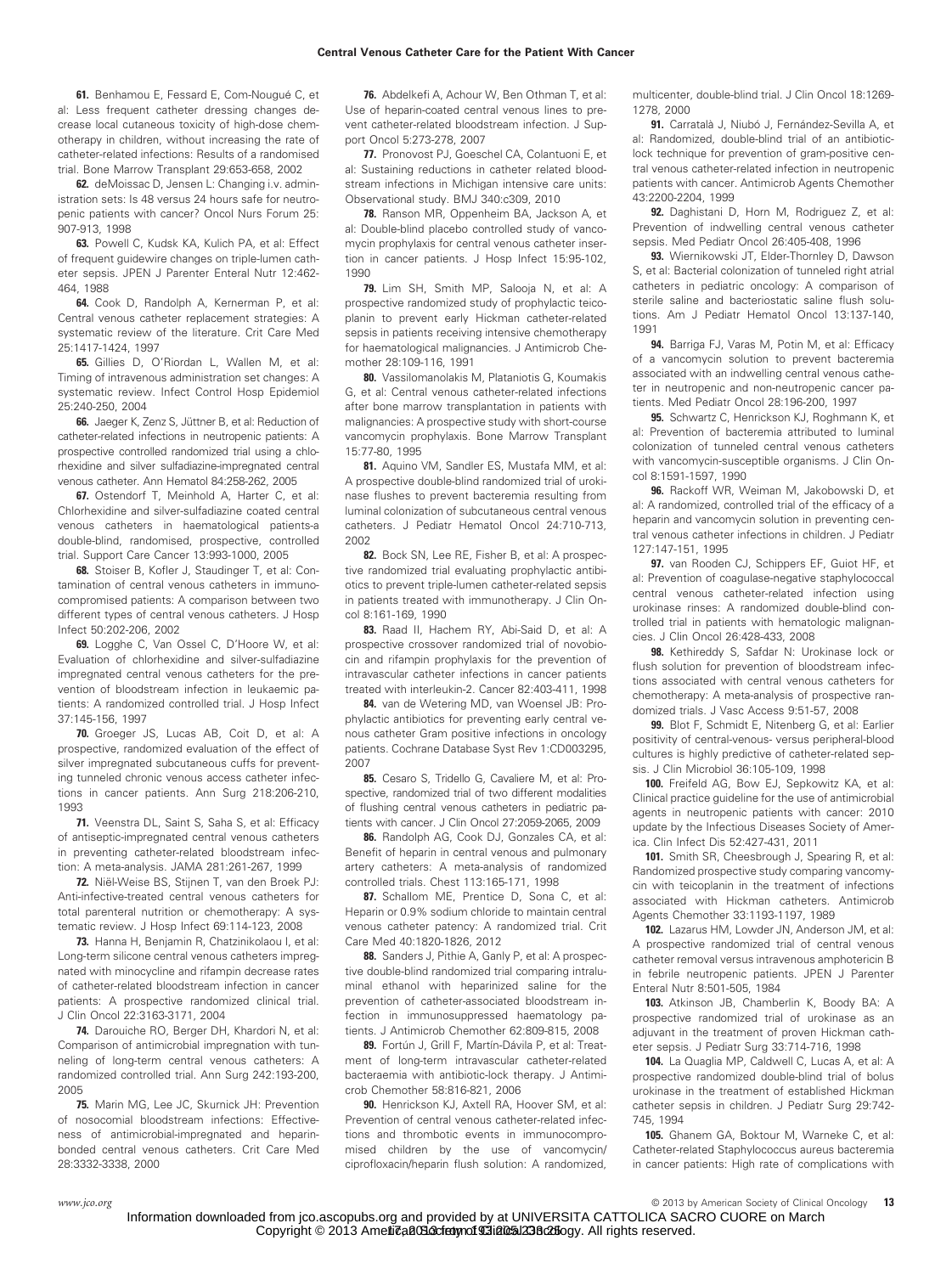**61.** Benhamou E, Fessard E, Com-Nougué C, et al: Less frequent catheter dressing changes decrease local cutaneous toxicity of high-dose chemotherapy in children, without increasing the rate of catheter-related infections: Results of a randomised trial. Bone Marrow Transplant 29:653-658, 2002

**62.** deMoissac D, Jensen L: Changing i.v. administration sets: Is 48 versus 24 hours safe for neutropenic patients with cancer? Oncol Nurs Forum 25: 907-913, 1998

**63.** Powell C, Kudsk KA, Kulich PA, et al: Effect of frequent guidewire changes on triple-lumen catheter sepsis. JPEN J Parenter Enteral Nutr 12:462-464, 1988

**64.** Cook D, Randolph A, Kernerman P, et al: Central venous catheter replacement strategies: A systematic review of the literature. Crit Care Med 25:1417-1424, 1997

**65.** Gillies D, O'Riordan L, Wallen M, et al: Timing of intravenous administration set changes: A systematic review. Infect Control Hosp Epidemiol 25:240-250, 2004

**66.** Jaeger K, Zenz S, Jüttner B, et al: Reduction of catheter-related infections in neutropenic patients: A prospective controlled randomized trial using a chlorhexidine and silver sulfadiazine-impregnated central venous catheter. Ann Hematol 84:258-262, 2005

**67.** Ostendorf T, Meinhold A, Harter C, et al: Chlorhexidine and silver-sulfadiazine coated central venous catheters in haematological patients-a double-blind, randomised, prospective, controlled trial. Support Care Cancer 13:993-1000, 2005

**68.** Stoiser B, Kofler J, Staudinger T, et al: Contamination of central venous catheters in immunocompromised patients: A comparison between two different types of central venous catheters. J Hosp Infect 50:202-206, 2002

**69.** Logghe C, Van Ossel C, D'Hoore W, et al: Evaluation of chlorhexidine and silver-sulfadiazine impregnated central venous catheters for the prevention of bloodstream infection in leukaemic patients: A randomized controlled trial. J Hosp Infect 37:145-156, 1997

**70.** Groeger JS, Lucas AB, Coit D, et al: A prospective, randomized evaluation of the effect of silver impregnated subcutaneous cuffs for preventing tunneled chronic venous access catheter infections in cancer patients. Ann Surg 218:206-210, 1993

**71.** Veenstra DL, Saint S, Saha S, et al: Efficacy of antiseptic-impregnated central venous catheters in preventing catheter-related bloodstream infection: A meta-analysis. JAMA 281:261-267, 1999

**72.** Niël-Weise BS, Stijnen T, van den Broek PJ: Anti-infective-treated central venous catheters for total parenteral nutrition or chemotherapy: A systematic review. J Hosp Infect 69:114-123, 2008

**73.** Hanna H, Benjamin R, Chatzinikolaou I, et al: Long-term silicone central venous catheters impregnated with minocycline and rifampin decrease rates of catheter-related bloodstream infection in cancer patients: A prospective randomized clinical trial. J Clin Oncol 22:3163-3171, 2004

**74.** Darouiche RO, Berger DH, Khardori N, et al: Comparison of antimicrobial impregnation with tunneling of long-term central venous catheters: A randomized controlled trial. Ann Surg 242:193-200, 2005

**75.** Marin MG, Lee JC, Skurnick JH: Prevention of nosocomial bloodstream infections: Effectiveness of antimicrobial-impregnated and heparin-bonded central venous catheters. Crit Care Med 28:3332-3338, 2000

**76.** Abdelkefi A, Achour W, Ben Othman T, et al: Use of heparin-coated central venous lines to prevent catheter-related bloodstream infection. J Support Oncol 5:273-278, 2007

**77.** Pronovost PJ, Goeschel CA, Colantuoni E, et al: Sustaining reductions in catheter related bloodstream infections in Michigan intensive care units: Observational study. BMJ 340:c309, 2010

**78.** Ranson MR, Oppenheim BA, Jackson A, et al: Double-blind placebo controlled study of vancomycin prophylaxis for central venous catheter insertion in cancer patients. J Hosp Infect 15:95-102, 1990

**79.** Lim SH, Smith MP, Salooja N, et al: A prospective randomized study of prophylactic teicoplanin to prevent early Hickman catheter-related sepsis in patients receiving intensive chemotherapy for haematological malignancies. J Antimicrob Chemother 28:109-116, 1991

**80.** Vassilomanolakis M, Plataniotis G, Koumakis G, et al: Central venous catheter-related infections after bone marrow transplantation in patients with malignancies: A prospective study with short-course vancomycin prophylaxis. Bone Marrow Transplant 15:77-80, 1995

**81.** Aquino VM, Sandler ES, Mustafa MM, et al: A prospective double-blind randomized trial of urokinase flushes to prevent bacteremia resulting from luminal colonization of subcutaneous central venous catheters. J Pediatr Hematol Oncol 24:710-713, 2002

**82.** Bock SN, Lee RE, Fisher B, et al: A prospective randomized trial evaluating prophylactic antibiotics to prevent triple-lumen catheter-related sepsis in patients treated with immunotherapy. J Clin Oncol 8:161-169, 1990

**83.** Raad II, Hachem RY, Abi-Said D, et al: A prospective crossover randomized trial of novobiocin and rifampin prophylaxis for the prevention of intravascular catheter infections in cancer patients treated with interleukin-2. Cancer 82:403-411, 1998

**84.** van de Wetering MD, van Woensel JB: Prophylactic antibiotics for preventing early central venous catheter Gram positive infections in oncology patients. Cochrane Database Syst Rev 1:CD003295, 2007

**85.** Cesaro S, Tridello G, Cavaliere M, et al: Prospective, randomized trial of two different modalities of flushing central venous catheters in pediatric patients with cancer. J Clin Oncol 27:2059-2065, 2009

**86.** Randolph AG, Cook DJ, Gonzales CA, et al: Benefit of heparin in central venous and pulmonary artery catheters: A meta-analysis of randomized controlled trials. Chest 113:165-171, 1998

**87.** Schallom ME, Prentice D, Sona C, et al: Heparin or 0.9% sodium chloride to maintain central venous catheter patency: A randomized trial. Crit Care Med 40:1820-1826, 2012

**88.** Sanders J, Pithie A, Ganly P, et al: A prospective double-blind randomized trial comparing intraluminal ethanol with heparinized saline for the prevention of catheter-associated bloodstream infection in immunosuppressed haematology patients. J Antimicrob Chemother 62:809-815, 2008

**89.** Fortún J, Grill F, Martín-Dávila P, et al: Treatment of long-term intravascular catheter-related bacteraemia with antibiotic-lock therapy. J Antimicrob Chemother 58:816-821, 2006

**90.** Henrickson KJ, Axtell RA, Hoover SM, et al: Prevention of central venous catheter-related infections and thrombotic events in immunocompromised children by the use of vancomycin/ciprofloxacin/heparin flush solution: A randomized, multicenter, double-blind trial. J Clin Oncol 18:1269-1278, 2000

**91.** Carratalà J, Niubó J, Fernández-Sevilla A, et al: Randomized, double-blind trial of an antibiotic-lock technique for prevention of gram-positive central venous catheter-related infection in neutropenic patients with cancer. Antimicrob Agents Chemother 43:2200-2204, 1999

**92.** Daghistani D, Horn M, Rodriguez Z, et al: Prevention of indwelling central venous catheter sepsis. Med Pediatr Oncol 26:405-408, 1996

**93.** Wiernikowski JT, Elder-Thornley D, Dawson S, et al: Bacterial colonization of tunneled right atrial catheters in pediatric oncology: A comparison of sterile saline and bacteriostatic saline flush solutions. Am J Pediatr Hematol Oncol 13:137-140, 1991

**94.** Barriga FJ, Varas M, Potin M, et al: Efficacy of a vancomycin solution to prevent bacteremia associated with an indwelling central venous catheter in neutropenic and non-neutropenic cancer patients. Med Pediatr Oncol 28:196-200, 1997

**95.** Schwartz C, Henrickson KJ, Roghmann K, et al: Prevention of bacteremia attributed to luminal colonization of tunneled central venous catheters with vancomycin-susceptible organisms. J Clin Oncol 8:1591-1597, 1990

**96.** Rackoff WR, Weiman M, Jakobowski D, et al: A randomized, controlled trial of the efficacy of a heparin and vancomycin solution in preventing central venous catheter infections in children. J Pediatr 127:147-151, 1995

**97.** van Rooden CJ, Schippers EF, Guiot HF, et al: Prevention of coagulase-negative staphylococcal central venous catheter-related infection using urokinase rinses: A randomized double-blind controlled trial in patients with hematologic malignancies. J Clin Oncol 26:428-433, 2008

**98.** Kethireddy S, Safdar N: Urokinase lock or flush solution for prevention of bloodstream infections associated with central venous catheters for chemotherapy: A meta-analysis of prospective randomized trials. J Vasc Access 9:51-57, 2008

**99.** Blot F, Schmidt E, Nitenberg G, et al: Earlier positivity of central-venous- versus peripheral-blood cultures is highly predictive of catheter-related sepsis. J Clin Microbiol 36:105-109, 1998

**100.** Freifeld AG, Bow EJ, Sepkowitz KA, et al: Clinical practice guideline for the use of antimicrobial agents in neutropenic patients with cancer: 2010 update by the Infectious Diseases Society of America. Clin Infect Dis 52:427-431, 2011

**101.** Smith SR, Cheesbrough J, Spearing R, et al: Randomized prospective study comparing vancomycin with teicoplanin in the treatment of infections associated with Hickman catheters. Antimicrob Agents Chemother 33:1193-1197, 1989

**102.** Lazarus HM, Lowder JN, Anderson JM, et al: A prospective randomized trial of central venous catheter removal versus intravenous amphotericin B in febrile neutropenic patients. JPEN J Parenter Enteral Nutr 8:501-505, 1984

**103.** Atkinson JB, Chamberlin K, Boody BA: A prospective randomized trial of urokinase as an adjuvant in the treatment of proven Hickman catheter sepsis. J Pediatr Surg 33:714-716, 1998

**104.** La Quaglia MP, Caldwell C, Lucas A, et al: A prospective randomized double-blind trial of bolus urokinase in the treatment of established Hickman catheter sepsis in children. J Pediatr Surg 29:742-745, 1994

**105.** Ghanem GA, Boktour M, Warneke C, et al: Catheter-related Staphylococcus aureus bacteremia in cancer patients: High rate of complications with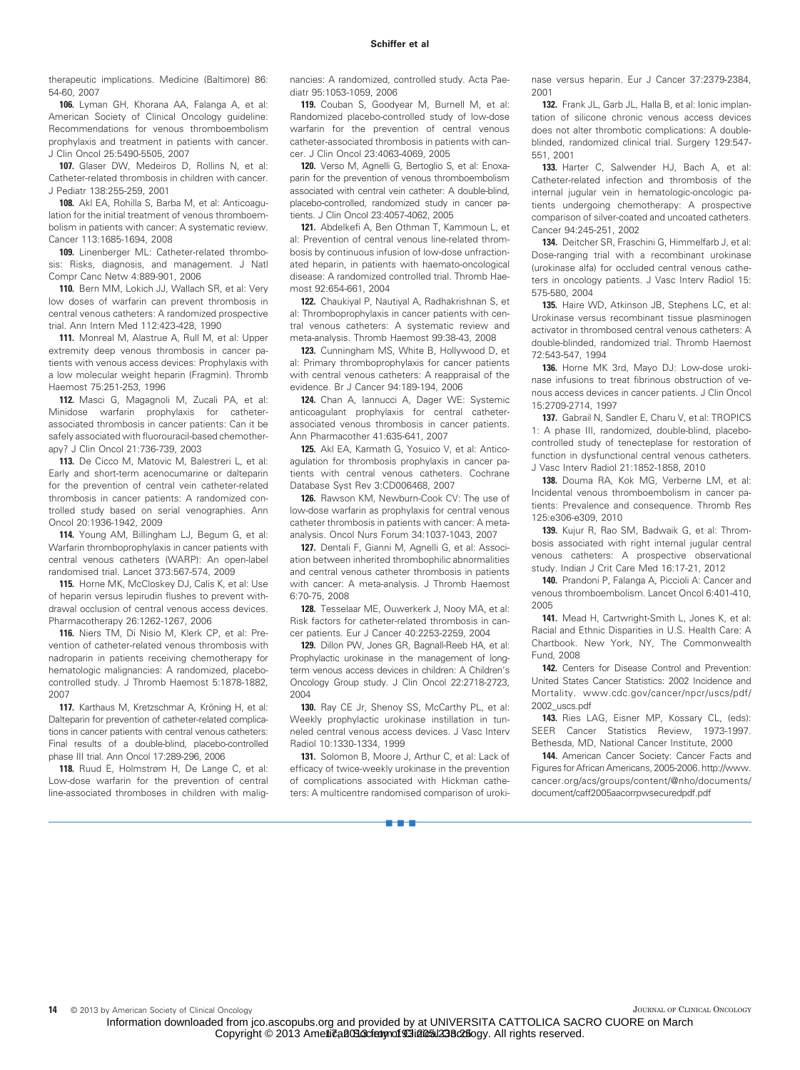therapeutic implications. Medicine (Baltimore) 86: 54-60, 2007

**106.** Lyman GH, Khorana AA, Falanga A, et al: American Society of Clinical Oncology guideline: Recommendations for venous thromboembolism prophylaxis and treatment in patients with cancer. J Clin Oncol 25:5490-5505, 2007

**107.** Glaser DW, Medeiros D, Rollins N, et al: Catheter-related thrombosis in children with cancer. J Pediatr 138:255-259, 2001

**108.** Akl EA, Rohilla S, Barba M, et al: Anticoagulation for the initial treatment of venous thromboembolism in patients with cancer: A systematic review. Cancer 113:1685-1694, 2008

**109.** Linenberger ML: Catheter-related thrombosis: Risks, diagnosis, and management. J Natl Compr Canc Netw 4:889-901, 2006

**110.** Bern MM, Lokich JJ, Wallach SR, et al: Very low doses of warfarin can prevent thrombosis in central venous catheters: A randomized prospective trial. Ann Intern Med 112:423-428, 1990

**111.** Monreal M, Alastrue A, Rull M, et al: Upper extremity deep venous thrombosis in cancer patients with venous access devices: Prophylaxis with a low molecular weight heparin (Fragmin). Thromb Haemost 75:251-253, 1996

**112.** Masci G, Magagnoli M, Zucali PA, et al: Minidose warfarin prophylaxis for catheter-associated thrombosis in cancer patients: Can it be safely associated with fluorouracil-based chemotherapy? J Clin Oncol 21:736-739, 2003

**113.** De Cicco M, Matovic M, Balestreri L, et al: Early and short-term acenocumarine or dalteparin for the prevention of central vein catheter-related thrombosis in cancer patients: A randomized controlled study based on serial venographies. Ann Oncol 20:1936-1942, 2009

**114.** Young AM, Billingham LJ, Begum G, et al: Warfarin thromboprophylaxis in cancer patients with central venous catheters (WARP): An open-label randomised trial. Lancet 373:567-574, 2009

**115.** Horne MK, McCloskey DJ, Calis K, et al: Use of heparin versus lepirudin flushes to prevent withdrawal occlusion of central venous access devices. Pharmacotherapy 26:1262-1267, 2006

**116.** Niers TM, Di Nisio M, Klerk CP, et al: Prevention of catheter-related venous thrombosis with nadroparin in patients receiving chemotherapy for hematologic malignancies: A randomized, placebo-controlled study. J Thromb Haemost 5:1878-1882, 2007

**117.** Karthaus M, Kretzschmar A, Kröning H, et al: Dalteparin for prevention of catheter-related complications in cancer patients with central venous catheters: Final results of a double-blind, placebo-controlled phase III trial. Ann Oncol 17:289-296, 2006

**118.** Ruud E, Holmstrøm H, De Lange C, et al: Low-dose warfarin for the prevention of central line-associated thromboses in children with malignancies: A randomized, controlled study. Acta Paediatr 95:1053-1059, 2006

**119.** Couban S, Goodyear M, Burnell M, et al: Randomized placebo-controlled study of low-dose warfarin for the prevention of central venous catheter-associated thrombosis in patients with cancer. J Clin Oncol 23:4063-4069, 2005

**120.** Verso M, Agnelli G, Bertoglio S, et al: Enoxaparin for the prevention of venous thromboembolism associated with central vein catheter: A double-blind, placebo-controlled, randomized study in cancer patients. J Clin Oncol 23:4057-4062, 2005

**121.** Abdelkefi A, Ben Othman T, Kammoun L, et al: Prevention of central venous line-related thrombosis by continuous infusion of low-dose unfractionated heparin, in patients with haemato-oncological disease: A randomized controlled trial. Thromb Haemost 92:654-661, 2004

**122.** Chaukiyal P, Nautiyal A, Radhakrishnan S, et al: Thromboprophylaxis in cancer patients with central venous catheters: A systematic review and meta-analysis. Thromb Haemost 99:38-43, 2008

**123.** Cunningham MS, White B, Hollywood D, et al: Primary thromboprophylaxis for cancer patients with central venous catheters: A reappraisal of the evidence. Br J Cancer 94:189-194, 2006

**124.** Chan A, Iannucci A, Dager WE: Systemic anticoagulant prophylaxis for central catheter-associated venous thrombosis in cancer patients. Ann Pharmacother 41:635-641, 2007

**125.** Akl EA, Karmath G, Yosuico V, et al: Anticoagulation for thrombosis prophylaxis in cancer patients with central venous catheters. Cochrane Database Syst Rev 3:CD006468, 2007

**126.** Rawson KM, Newburn-Cook CV: The use of low-dose warfarin as prophylaxis for central venous catheter thrombosis in patients with cancer: A meta-analysis. Oncol Nurs Forum 34:1037-1043, 2007

**127.** Dentali F, Gianni M, Agnelli G, et al: Association between inherited thrombophilic abnormalities and central venous catheter thrombosis in patients with cancer: A meta-analysis. J Thromb Haemost 6:70-75, 2008

**128.** Tesselaar ME, Ouwerkerk J, Nooy MA, et al: Risk factors for catheter-related thrombosis in cancer patients. Eur J Cancer 40:2253-2259, 2004

**129.** Dillon PW, Jones GR, Bagnall-Reeb HA, et al: Prophylactic urokinase in the management of long-term venous access devices in children: A Children's Oncology Group study. J Clin Oncol 22:2718-2723, 2004

**130.** Ray CE Jr, Shenoy SS, McCarthy PL, et al: Weekly prophylactic urokinase instillation in tunneled central venous access devices. J Vasc Interv Radiol 10:1330-1334, 1999

**131.** Solomon B, Moore J, Arthur C, et al: Lack of efficacy of twice-weekly urokinase in the prevention of complications associated with Hickman catheters: A multicentre randomised comparison of urokinase versus heparin. Eur J Cancer 37:2379-2384, 2001

**132.** Frank JL, Garb JL, Halla B, et al: Ionic implantation of silicone chronic venous access devices does not alter thrombotic complications: A double-blinded, randomized clinical trial. Surgery 129:547-551, 2001

**133.** Harter C, Salwender HJ, Bach A, et al: Catheter-related infection and thrombosis of the internal jugular vein in hematologic-oncologic patients undergoing chemotherapy: A prospective comparison of silver-coated and uncoated catheters. Cancer 94:245-251, 2002

**134.** Deitcher SR, Fraschini G, Himmelfarb J, et al: Dose-ranging trial with a recombinant urokinase (urokinase alfa) for occluded central venous catheters in oncology patients. J Vasc Interv Radiol 15: 575-580, 2004

**135.** Haire WD, Atkinson JB, Stephens LC, et al: Urokinase versus recombinant tissue plasminogen activator in thrombosed central venous catheters: A double-blinded, randomized trial. Thromb Haemost 72:543-547, 1994

**136.** Horne MK 3rd, Mayo DJ: Low-dose urokinase infusions to treat fibrinous obstruction of venous access devices in cancer patients. J Clin Oncol 15:2709-2714, 1997

**137.** Gabrail N, Sandler E, Charu V, et al: TROPICS 1: A phase III, randomized, double-blind, placebo-controlled study of tenecteplase for restoration of function in dysfunctional central venous catheters. J Vasc Interv Radiol 21:1852-1858, 2010

**138.** Douma RA, Kok MG, Verberne LM, et al: Incidental venous thromboembolism in cancer patients: Prevalence and consequence. Thromb Res 125:e306-e309, 2010

**139.** Kujur R, Rao SM, Badwaik G, et al: Thrombosis associated with right internal jugular central venous catheters: A prospective observational study. Indian J Crit Care Med 16:17-21, 2012

**140.** Prandoni P, Falanga A, Piccioli A: Cancer and venous thromboembolism. Lancet Oncol 6:401-410, 2005

**141.** Mead H, Cartwright-Smith L, Jones K, et al: Racial and Ethnic Disparities in U.S. Health Care: A Chartbook. New York, NY, The Commonwealth Fund, 2008

**142.** Centers for Disease Control and Prevention: United States Cancer Statistics: 2002 Incidence and Mortality. www.cdc.gov/cancer/npcr/uscs/pdf/2002_uscs.pdf

**143.** Ries LAG, Eisner MP, Kossary CL, (eds): SEER Cancer Statistics Review, 1973-1997. Bethesda, MD, National Cancer Institute, 2000

**144.** American Cancer Society: Cancer Facts and Figures for African Americans, 2005-2006. http://www.cancer.org/acs/groups/content/@nho/documents/document/caff2005aacorrpwsecuredpdf.pdf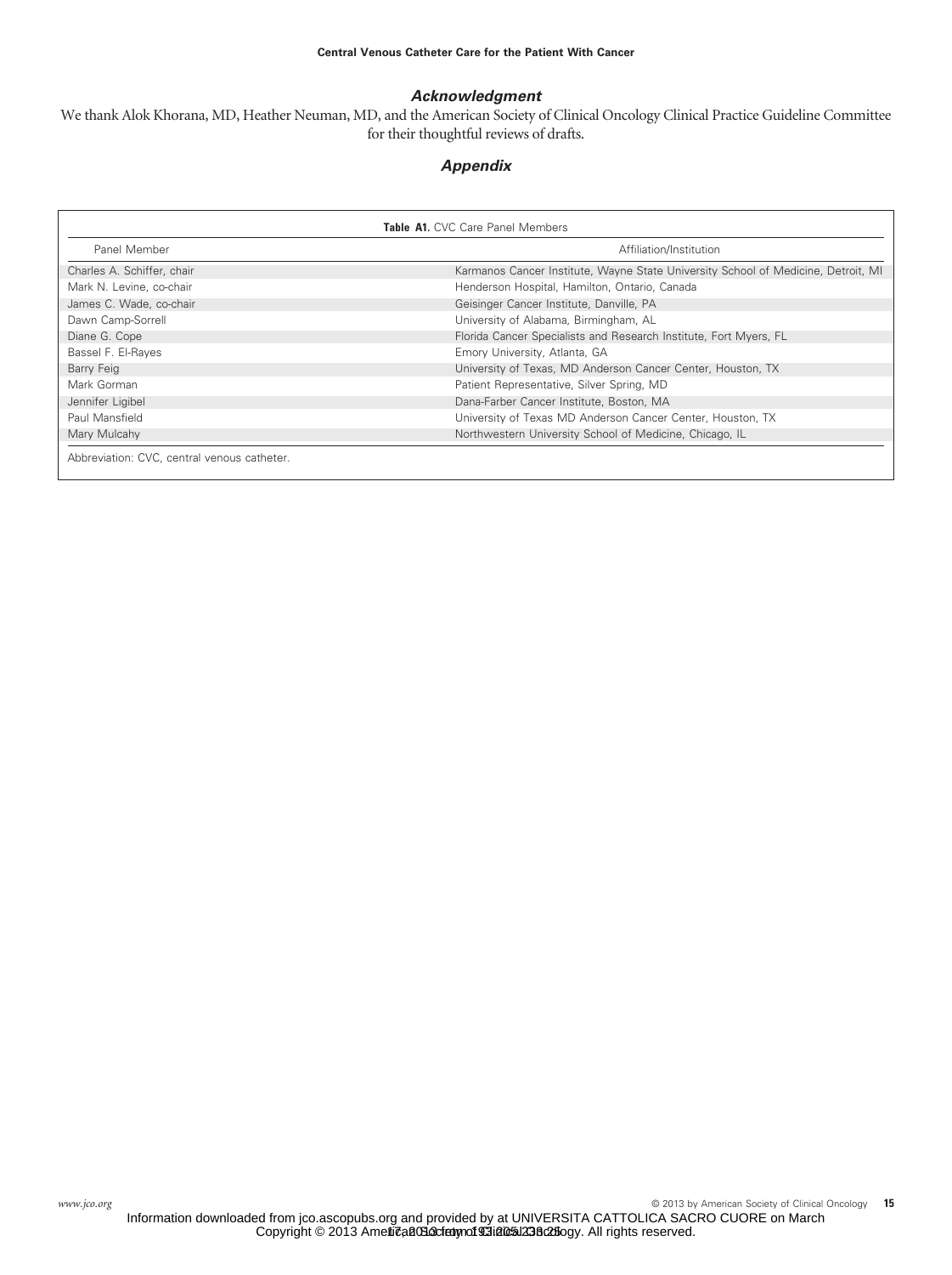### Acknowledgment

We thank Alok Khorana, MD, Heather Neuman, MD, and the American Society of Clinical Oncology Clinical Practice Guideline Committee for their thoughtful reviews of drafts.

### Appendix

**Table A1.** CVC Care Panel Members

| Panel Member | Affiliation/Institution |
|---|---|
| Charles A. Schiffer, chair | Karmanos Cancer Institute, Wayne State University School of Medicine, Detroit, MI |
| Mark N. Levine, co-chair | Henderson Hospital, Hamilton, Ontario, Canada |
| James C. Wade, co-chair | Geisinger Cancer Institute, Danville, PA |
| Dawn Camp-Sorrell | University of Alabama, Birmingham, AL |
| Diane G. Cope | Florida Cancer Specialists and Research Institute, Fort Myers, FL |
| Bassel F. El-Rayes | Emory University, Atlanta, GA |
| Barry Feig | University of Texas, MD Anderson Cancer Center, Houston, TX |
| Mark Gorman | Patient Representative, Silver Spring, MD |
| Jennifer Ligibel | Dana-Farber Cancer Institute, Boston, MA |
| Paul Mansfield | University of Texas MD Anderson Cancer Center, Houston, TX |
| Mary Mulcahy | Northwestern University School of Medicine, Chicago, IL |

Abbreviation: CVC, central venous catheter.